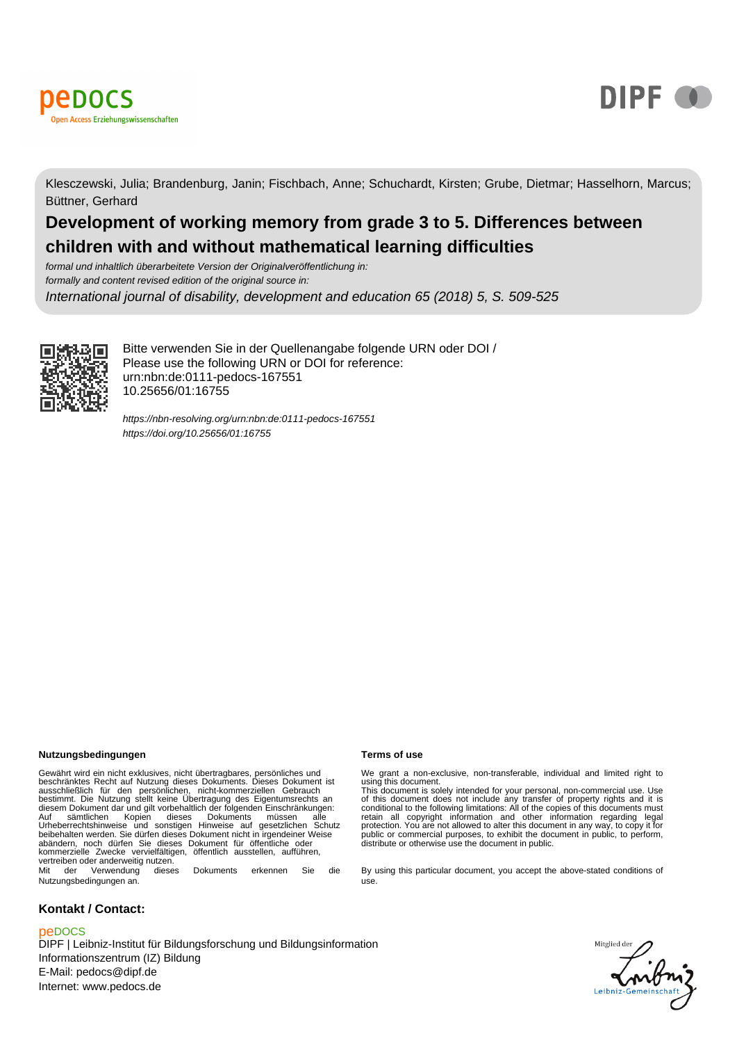Klesczewski, Julia; Brandenburg, Janin; Fischbach, Anne; Schuchardt, Kirsten; Grube, Dietmar; Hasselhorn, Marcus; Büttner, Gerhard

# Development of working memory from grade 3 to 5. Differences between children with and without mathematical learning difficulties

*formal und inhaltlich überarbeitete Version der Originalveröffentlichung in:*
*formally and content revised edition of the original source in:*

*International journal of disability, development and education 65 (2018) 5, S. 509-525*

Bitte verwenden Sie in der Quellenangabe folgende URN oder DOI /
Please use the following URN or DOI for reference:
urn:nbn:de:0111-pedocs-167551
10.25656/01:16755

*https://nbn-resolving.org/urn:nbn:de:0111-pedocs-167551*
*https://doi.org/10.25656/01:16755*

**Nutzungsbedingungen**

Gewährt wird ein nicht exklusives, nicht übertragbares, persönliches und beschränktes Recht auf Nutzung dieses Dokuments. Dieses Dokument ist ausschließlich für den persönlichen, nicht-kommerziellen Gebrauch bestimmt. Die Nutzung stellt keine Übertragung des Eigentumsrechts an diesem Dokument dar und gilt vorbehaltlich der folgenden Einschränkungen: Auf sämtlichen Kopien dieses Dokuments müssen alle Urheberrechtshinweise und sonstigen Hinweise auf gesetzlichen Schutz beibehalten werden. Sie dürfen dieses Dokument nicht in irgendeiner Weise abändern, noch dürfen Sie dieses Dokument für öffentliche oder kommerzielle Zwecke vervielfältigen, öffentlich ausstellen, aufführen, vertreiben oder anderweitig nutzen.
Mit der Verwendung dieses Dokuments erkennen Sie die Nutzungsbedingungen an.

**Terms of use**

We grant a non-exclusive, non-transferable, individual and limited right to using this document.
This document is solely intended for your personal, non-commercial use. Use of this document does not include any transfer of property rights and it is conditional to the following limitations: All of the copies of this documents must retain all copyright information and other information regarding legal protection. You are not allowed to alter this document in any way, to copy it for public or commercial purposes, to exhibit the document in public, to perform, distribute or otherwise use the document in public.

By using this particular document, you accept the above-stated conditions of use.

**Kontakt / Contact:**

peDOCS
DIPF | Leibniz-Institut für Bildungsforschung und Bildungsinformation
Informationszentrum (IZ) Bildung
E-Mail: pedocs@dipf.de
Internet: www.pedocs.de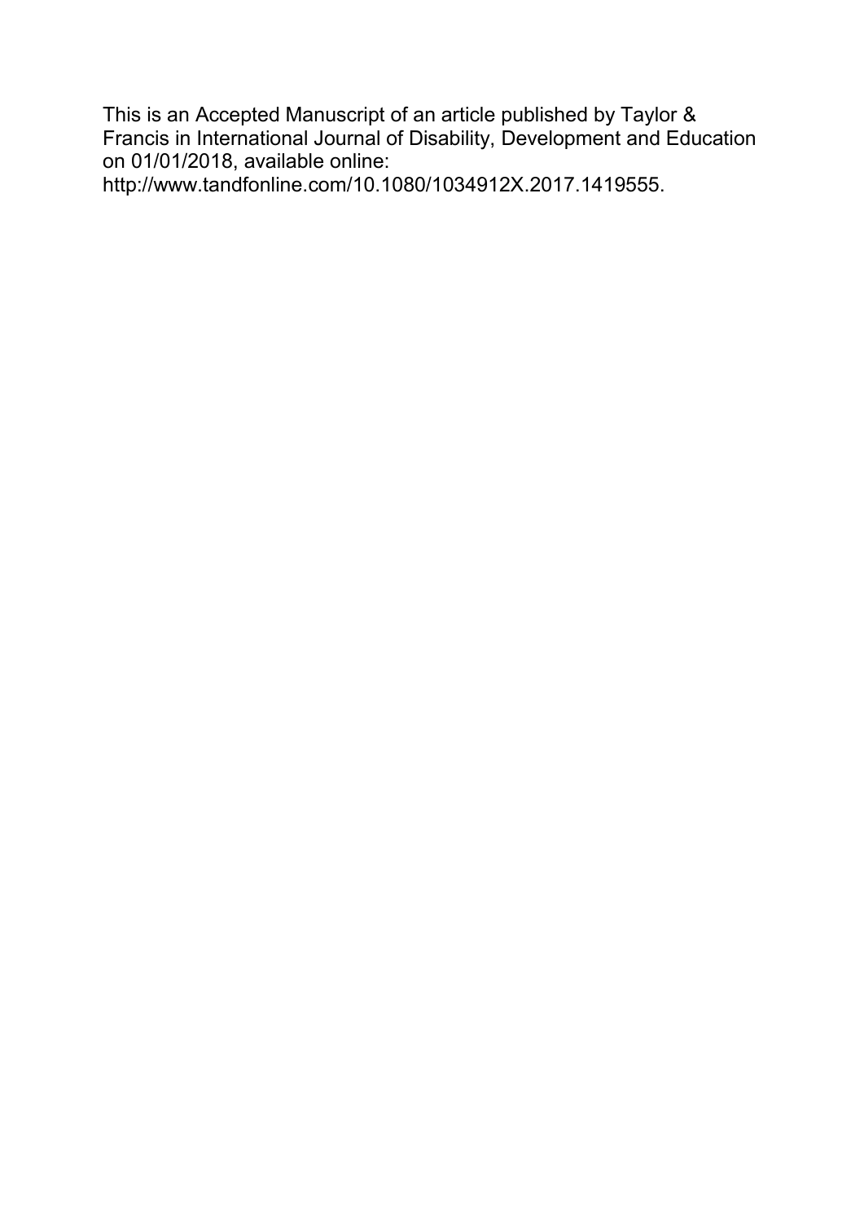This is an Accepted Manuscript of an article published by Taylor & Francis in International Journal of Disability, Development and Education on 01/01/2018, available online: http://www.tandfonline.com/10.1080/1034912X.2017.1419555.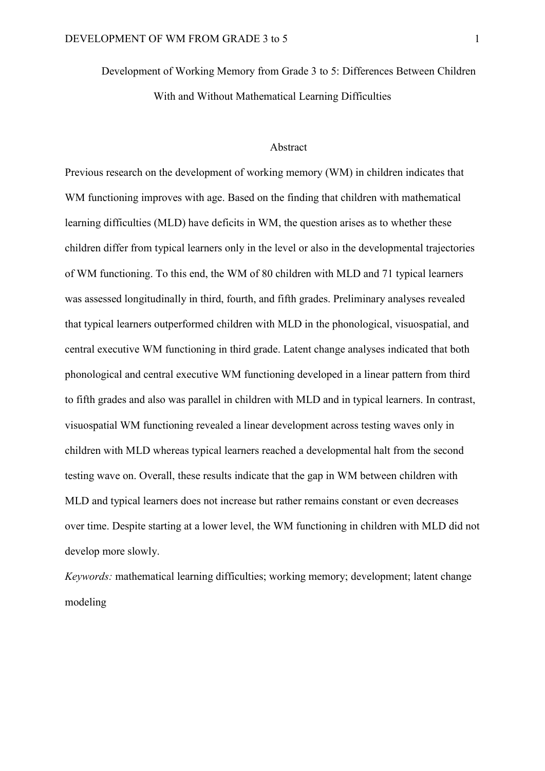# Development of Working Memory from Grade 3 to 5: Differences Between Children With and Without Mathematical Learning Difficulties

## Abstract

Previous research on the development of working memory (WM) in children indicates that WM functioning improves with age. Based on the finding that children with mathematical learning difficulties (MLD) have deficits in WM, the question arises as to whether these children differ from typical learners only in the level or also in the developmental trajectories of WM functioning. To this end, the WM of 80 children with MLD and 71 typical learners was assessed longitudinally in third, fourth, and fifth grades. Preliminary analyses revealed that typical learners outperformed children with MLD in the phonological, visuospatial, and central executive WM functioning in third grade. Latent change analyses indicated that both phonological and central executive WM functioning developed in a linear pattern from third to fifth grades and also was parallel in children with MLD and in typical learners. In contrast, visuospatial WM functioning revealed a linear development across testing waves only in children with MLD whereas typical learners reached a developmental halt from the second testing wave on. Overall, these results indicate that the gap in WM between children with MLD and typical learners does not increase but rather remains constant or even decreases over time. Despite starting at a lower level, the WM functioning in children with MLD did not develop more slowly.

*Keywords:* mathematical learning difficulties; working memory; development; latent change modeling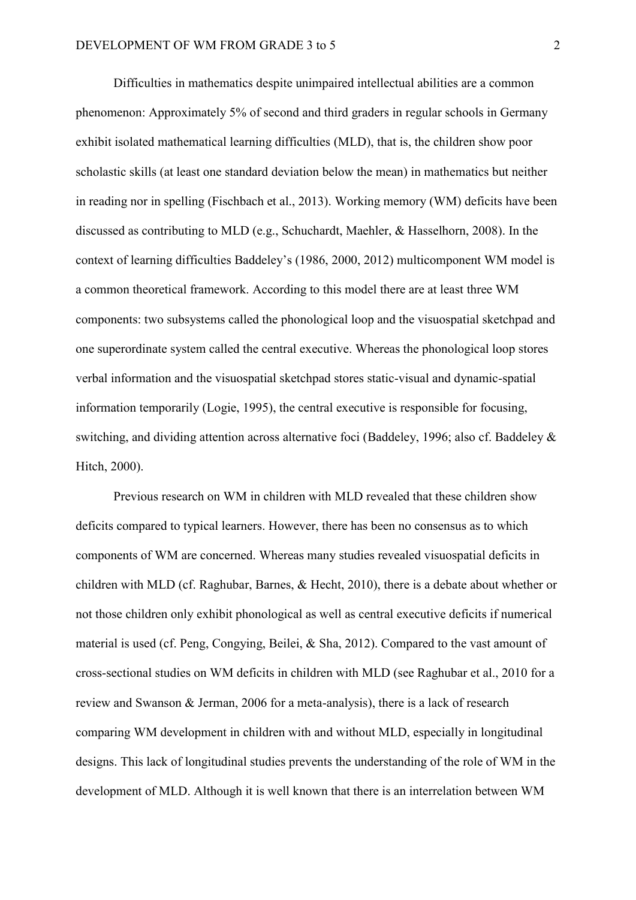Difficulties in mathematics despite unimpaired intellectual abilities are a common phenomenon: Approximately 5% of second and third graders in regular schools in Germany exhibit isolated mathematical learning difficulties (MLD), that is, the children show poor scholastic skills (at least one standard deviation below the mean) in mathematics but neither in reading nor in spelling (Fischbach et al., 2013). Working memory (WM) deficits have been discussed as contributing to MLD (e.g., Schuchardt, Maehler, & Hasselhorn, 2008). In the context of learning difficulties Baddeley's (1986, 2000, 2012) multicomponent WM model is a common theoretical framework. According to this model there are at least three WM components: two subsystems called the phonological loop and the visuospatial sketchpad and one superordinate system called the central executive. Whereas the phonological loop stores verbal information and the visuospatial sketchpad stores static-visual and dynamic-spatial information temporarily (Logie, 1995), the central executive is responsible for focusing, switching, and dividing attention across alternative foci (Baddeley, 1996; also cf. Baddeley & Hitch, 2000).

Previous research on WM in children with MLD revealed that these children show deficits compared to typical learners. However, there has been no consensus as to which components of WM are concerned. Whereas many studies revealed visuospatial deficits in children with MLD (cf. Raghubar, Barnes, & Hecht, 2010), there is a debate about whether or not those children only exhibit phonological as well as central executive deficits if numerical material is used (cf. Peng, Congying, Beilei, & Sha, 2012). Compared to the vast amount of cross-sectional studies on WM deficits in children with MLD (see Raghubar et al., 2010 for a review and Swanson & Jerman, 2006 for a meta-analysis), there is a lack of research comparing WM development in children with and without MLD, especially in longitudinal designs. This lack of longitudinal studies prevents the understanding of the role of WM in the development of MLD. Although it is well known that there is an interrelation between WM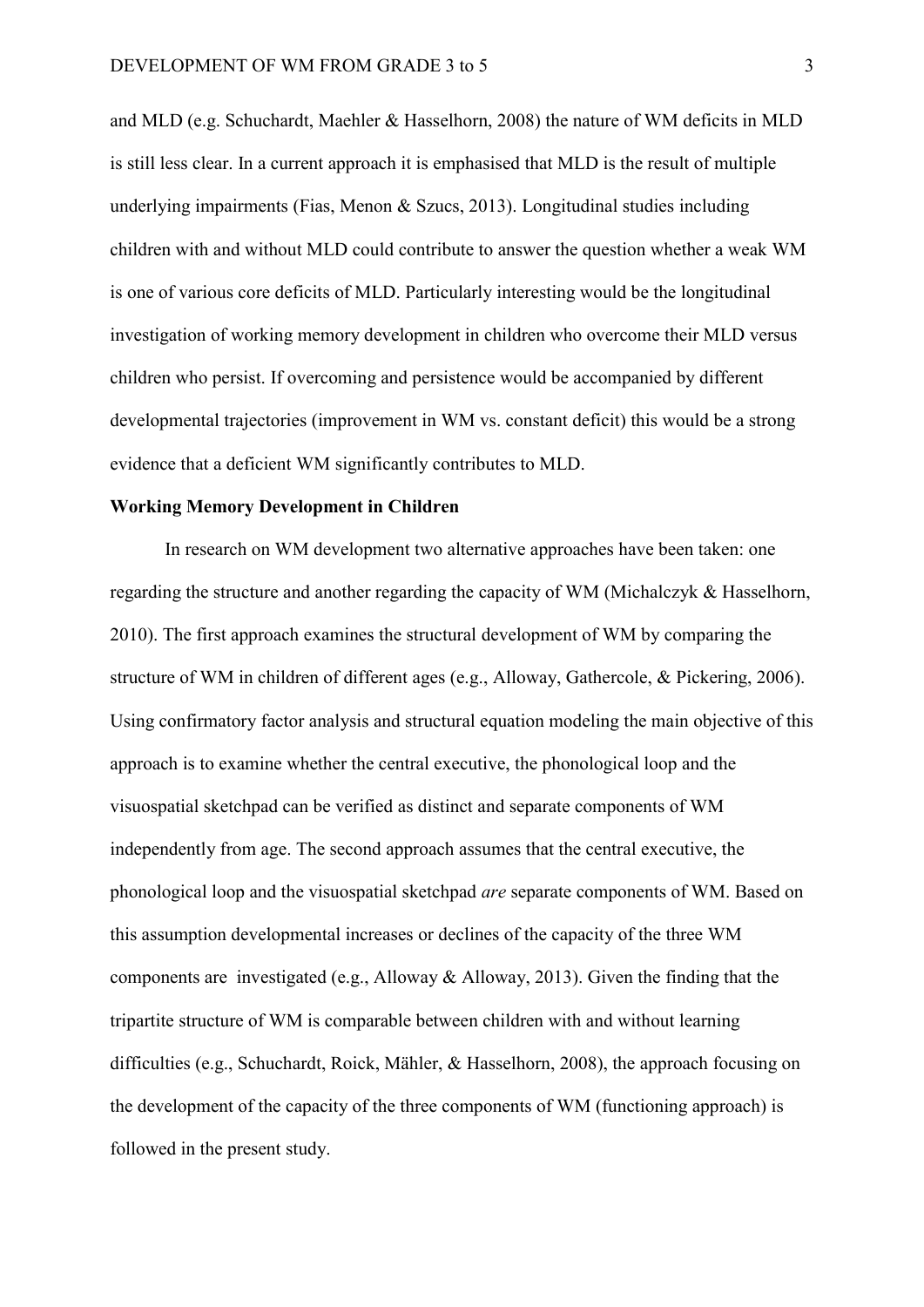and MLD (e.g. Schuchardt, Maehler & Hasselhorn, 2008) the nature of WM deficits in MLD is still less clear. In a current approach it is emphasised that MLD is the result of multiple underlying impairments (Fias, Menon & Szucs, 2013). Longitudinal studies including children with and without MLD could contribute to answer the question whether a weak WM is one of various core deficits of MLD. Particularly interesting would be the longitudinal investigation of working memory development in children who overcome their MLD versus children who persist. If overcoming and persistence would be accompanied by different developmental trajectories (improvement in WM vs. constant deficit) this would be a strong evidence that a deficient WM significantly contributes to MLD.

**Working Memory Development in Children**

In research on WM development two alternative approaches have been taken: one regarding the structure and another regarding the capacity of WM (Michalczyk & Hasselhorn, 2010). The first approach examines the structural development of WM by comparing the structure of WM in children of different ages (e.g., Alloway, Gathercole, & Pickering, 2006). Using confirmatory factor analysis and structural equation modeling the main objective of this approach is to examine whether the central executive, the phonological loop and the visuospatial sketchpad can be verified as distinct and separate components of WM independently from age. The second approach assumes that the central executive, the phonological loop and the visuospatial sketchpad *are* separate components of WM. Based on this assumption developmental increases or declines of the capacity of the three WM components are investigated (e.g., Alloway & Alloway, 2013). Given the finding that the tripartite structure of WM is comparable between children with and without learning difficulties (e.g., Schuchardt, Roick, Mähler, & Hasselhorn, 2008), the approach focusing on the development of the capacity of the three components of WM (functioning approach) is followed in the present study.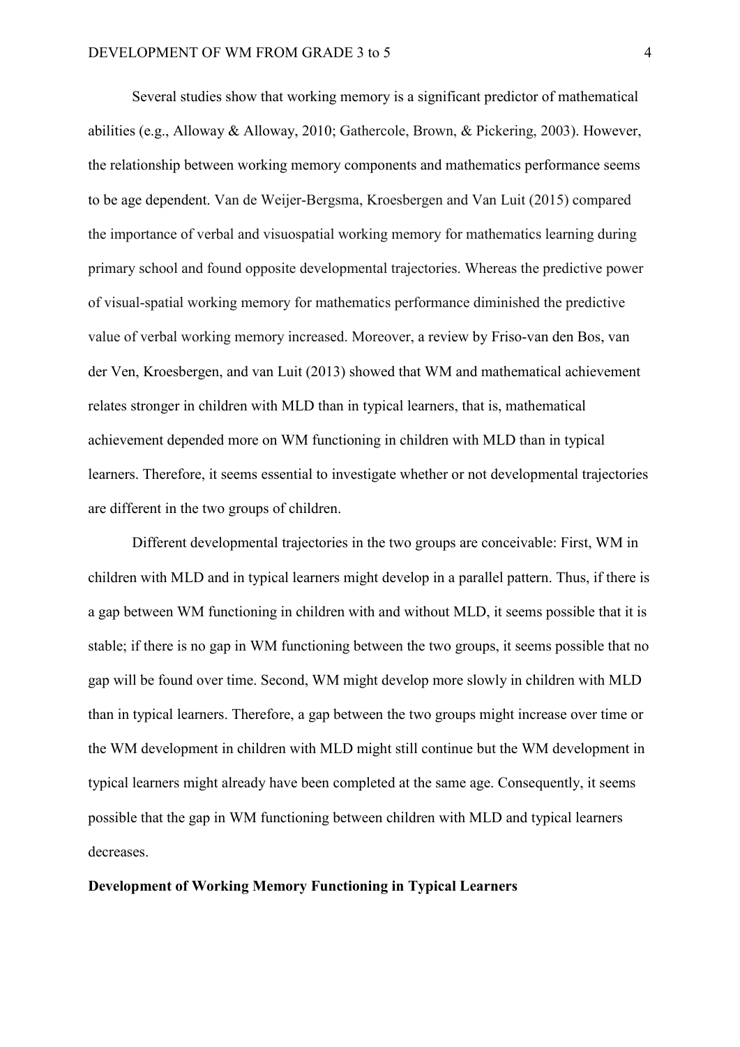Several studies show that working memory is a significant predictor of mathematical abilities (e.g., Alloway & Alloway, 2010; Gathercole, Brown, & Pickering, 2003). However, the relationship between working memory components and mathematics performance seems to be age dependent. Van de Weijer-Bergsma, Kroesbergen and Van Luit (2015) compared the importance of verbal and visuospatial working memory for mathematics learning during primary school and found opposite developmental trajectories. Whereas the predictive power of visual-spatial working memory for mathematics performance diminished the predictive value of verbal working memory increased. Moreover, a review by Friso-van den Bos, van der Ven, Kroesbergen, and van Luit (2013) showed that WM and mathematical achievement relates stronger in children with MLD than in typical learners, that is, mathematical achievement depended more on WM functioning in children with MLD than in typical learners. Therefore, it seems essential to investigate whether or not developmental trajectories are different in the two groups of children.

Different developmental trajectories in the two groups are conceivable: First, WM in children with MLD and in typical learners might develop in a parallel pattern. Thus, if there is a gap between WM functioning in children with and without MLD, it seems possible that it is stable; if there is no gap in WM functioning between the two groups, it seems possible that no gap will be found over time. Second, WM might develop more slowly in children with MLD than in typical learners. Therefore, a gap between the two groups might increase over time or the WM development in children with MLD might still continue but the WM development in typical learners might already have been completed at the same age. Consequently, it seems possible that the gap in WM functioning between children with MLD and typical learners decreases.

## Development of Working Memory Functioning in Typical Learners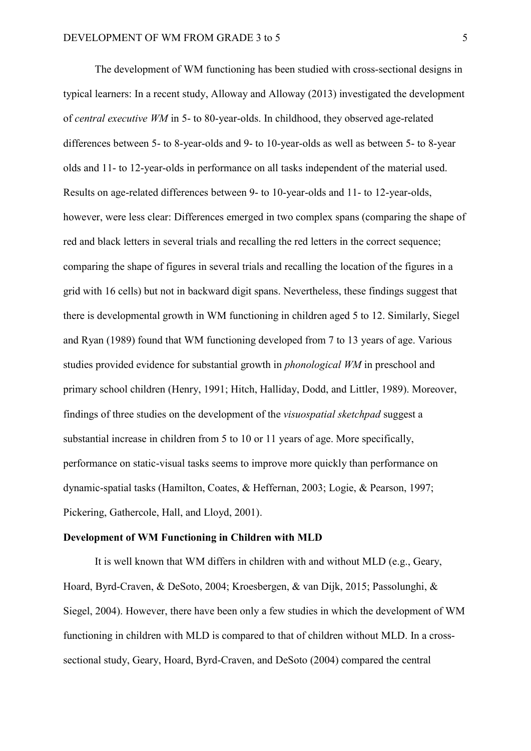The development of WM functioning has been studied with cross-sectional designs in typical learners: In a recent study, Alloway and Alloway (2013) investigated the development of *central executive WM* in 5- to 80-year-olds. In childhood, they observed age-related differences between 5- to 8-year-olds and 9- to 10-year-olds as well as between 5- to 8-year olds and 11- to 12-year-olds in performance on all tasks independent of the material used. Results on age-related differences between 9- to 10-year-olds and 11- to 12-year-olds, however, were less clear: Differences emerged in two complex spans (comparing the shape of red and black letters in several trials and recalling the red letters in the correct sequence; comparing the shape of figures in several trials and recalling the location of the figures in a grid with 16 cells) but not in backward digit spans. Nevertheless, these findings suggest that there is developmental growth in WM functioning in children aged 5 to 12. Similarly, Siegel and Ryan (1989) found that WM functioning developed from 7 to 13 years of age. Various studies provided evidence for substantial growth in *phonological WM* in preschool and primary school children (Henry, 1991; Hitch, Halliday, Dodd, and Littler, 1989). Moreover, findings of three studies on the development of the *visuospatial sketchpad* suggest a substantial increase in children from 5 to 10 or 11 years of age. More specifically, performance on static-visual tasks seems to improve more quickly than performance on dynamic-spatial tasks (Hamilton, Coates, & Heffernan, 2003; Logie, & Pearson, 1997; Pickering, Gathercole, Hall, and Lloyd, 2001).

**Development of WM Functioning in Children with MLD**

It is well known that WM differs in children with and without MLD (e.g., Geary, Hoard, Byrd-Craven, & DeSoto, 2004; Kroesbergen, & van Dijk, 2015; Passolunghi, & Siegel, 2004). However, there have been only a few studies in which the development of WM functioning in children with MLD is compared to that of children without MLD. In a cross-sectional study, Geary, Hoard, Byrd-Craven, and DeSoto (2004) compared the central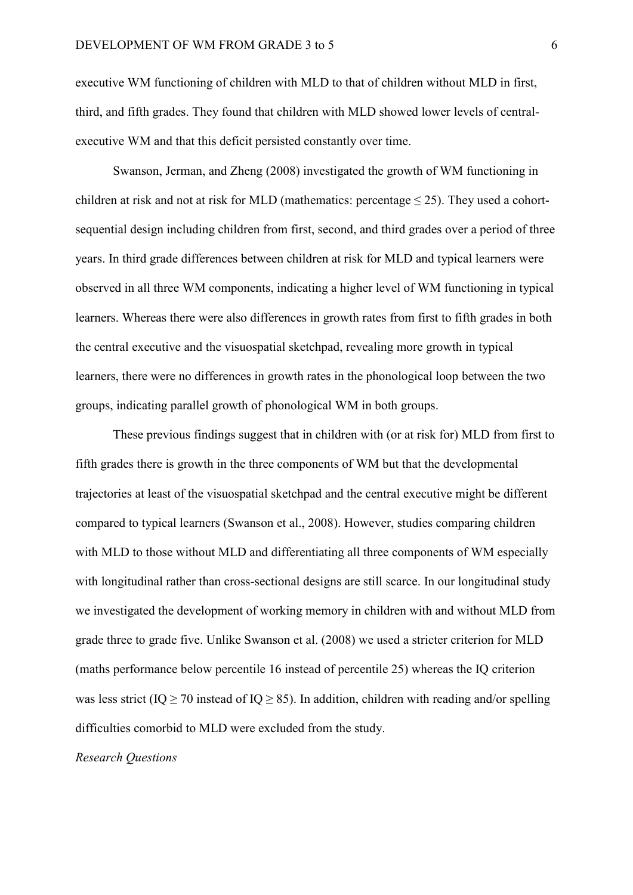executive WM functioning of children with MLD to that of children without MLD in first, third, and fifth grades. They found that children with MLD showed lower levels of central-executive WM and that this deficit persisted constantly over time.

Swanson, Jerman, and Zheng (2008) investigated the growth of WM functioning in children at risk and not at risk for MLD (mathematics: percentage $\leq 25$). They used a cohort-sequential design including children from first, second, and third grades over a period of three years. In third grade differences between children at risk for MLD and typical learners were observed in all three WM components, indicating a higher level of WM functioning in typical learners. Whereas there were also differences in growth rates from first to fifth grades in both the central executive and the visuospatial sketchpad, revealing more growth in typical learners, there were no differences in growth rates in the phonological loop between the two groups, indicating parallel growth of phonological WM in both groups.

These previous findings suggest that in children with (or at risk for) MLD from first to fifth grades there is growth in the three components of WM but that the developmental trajectories at least of the visuospatial sketchpad and the central executive might be different compared to typical learners (Swanson et al., 2008). However, studies comparing children with MLD to those without MLD and differentiating all three components of WM especially with longitudinal rather than cross-sectional designs are still scarce. In our longitudinal study we investigated the development of working memory in children with and without MLD from grade three to grade five. Unlike Swanson et al. (2008) we used a stricter criterion for MLD (maths performance below percentile 16 instead of percentile 25) whereas the IQ criterion was less strict (IQ $\geq 70$ instead of IQ $\geq 85$). In addition, children with reading and/or spelling difficulties comorbid to MLD were excluded from the study.

*Research Questions*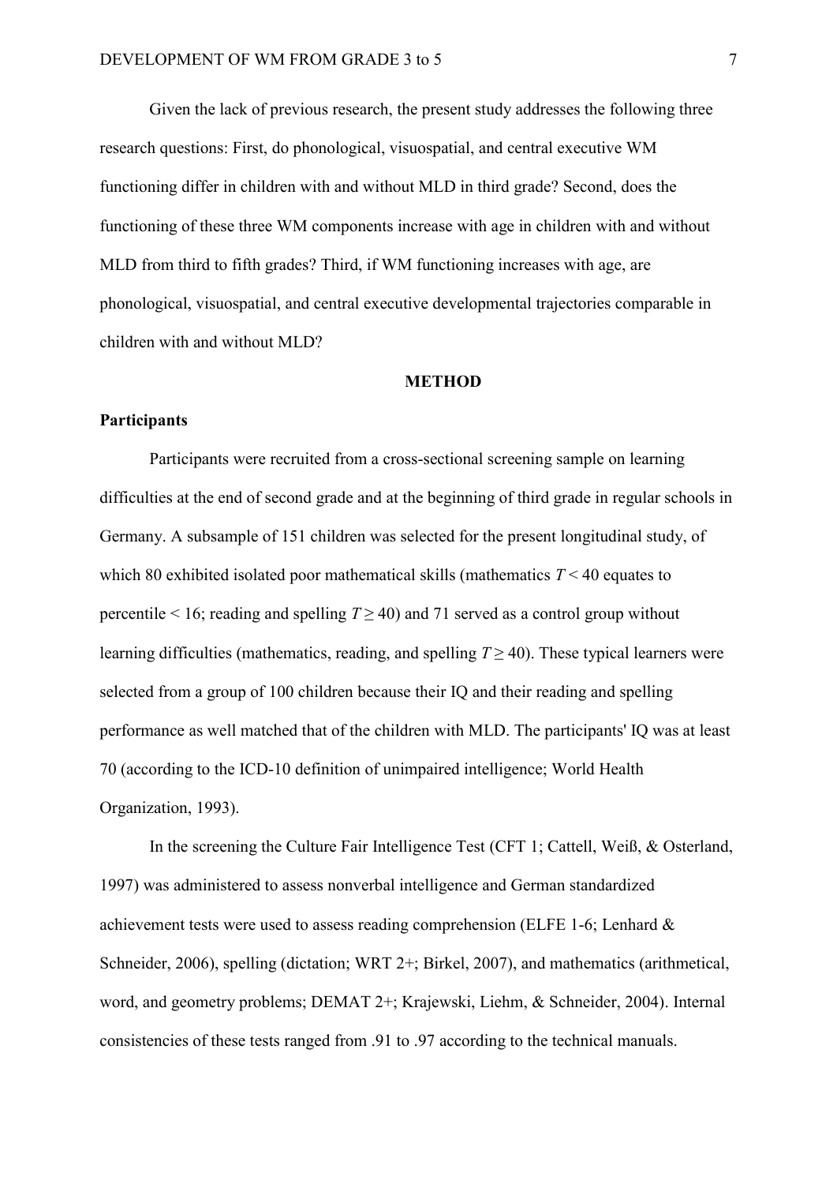Given the lack of previous research, the present study addresses the following three research questions: First, do phonological, visuospatial, and central executive WM functioning differ in children with and without MLD in third grade? Second, does the functioning of these three WM components increase with age in children with and without MLD from third to fifth grades? Third, if WM functioning increases with age, are phonological, visuospatial, and central executive developmental trajectories comparable in children with and without MLD?

## METHOD

### Participants

Participants were recruited from a cross-sectional screening sample on learning difficulties at the end of second grade and at the beginning of third grade in regular schools in Germany. A subsample of 151 children was selected for the present longitudinal study, of which 80 exhibited isolated poor mathematical skills (mathematics $T < 40$ equates to percentile < 16; reading and spelling $T \geq 40$) and 71 served as a control group without learning difficulties (mathematics, reading, and spelling $T \geq 40$). These typical learners were selected from a group of 100 children because their IQ and their reading and spelling performance as well matched that of the children with MLD. The participants' IQ was at least 70 (according to the ICD-10 definition of unimpaired intelligence; World Health Organization, 1993).

In the screening the Culture Fair Intelligence Test (CFT 1; Cattell, Weiß, & Osterland, 1997) was administered to assess nonverbal intelligence and German standardized achievement tests were used to assess reading comprehension (ELFE 1-6; Lenhard & Schneider, 2006), spelling (dictation; WRT 2+; Birkel, 2007), and mathematics (arithmetical, word, and geometry problems; DEMAT 2+; Krajewski, Liehm, & Schneider, 2004). Internal consistencies of these tests ranged from .91 to .97 according to the technical manuals.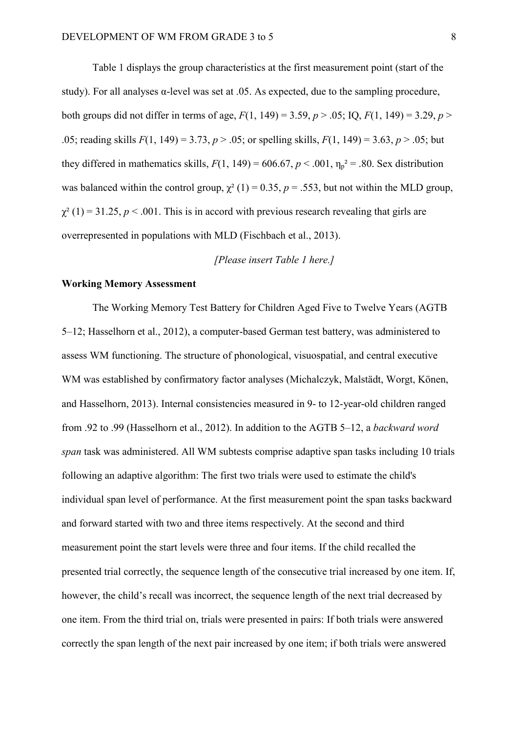Table 1 displays the group characteristics at the first measurement point (start of the study). For all analyses α-level was set at .05. As expected, due to the sampling procedure, both groups did not differ in terms of age, $F(1, 149) = 3.59$, $p > .05$; IQ, $F(1, 149) = 3.29$, $p > .05$; reading skills $F(1, 149) = 3.73$, $p > .05$; or spelling skills, $F(1, 149) = 3.63$, $p > .05$; but they differed in mathematics skills, $F(1, 149) = 606.67$, $p < .001$, $\eta_p^2 = .80$. Sex distribution was balanced within the control group, $\chi^2(1) = 0.35$, $p = .553$, but not within the MLD group, $\chi^2(1) = 31.25$, $p < .001$. This is in accord with previous research revealing that girls are overrepresented in populations with MLD (Fischbach et al., 2013).

*[Please insert Table 1 here.]*

**Working Memory Assessment**

The Working Memory Test Battery for Children Aged Five to Twelve Years (AGTB 5–12; Hasselhorn et al., 2012), a computer-based German test battery, was administered to assess WM functioning. The structure of phonological, visuospatial, and central executive WM was established by confirmatory factor analyses (Michalczyk, Malstädt, Worgt, Könen, and Hasselhorn, 2013). Internal consistencies measured in 9- to 12-year-old children ranged from .92 to .99 (Hasselhorn et al., 2012). In addition to the AGTB 5–12, a *backward word span* task was administered. All WM subtests comprise adaptive span tasks including 10 trials following an adaptive algorithm: The first two trials were used to estimate the child's individual span level of performance. At the first measurement point the span tasks backward and forward started with two and three items respectively. At the second and third measurement point the start levels were three and four items. If the child recalled the presented trial correctly, the sequence length of the consecutive trial increased by one item. If, however, the child's recall was incorrect, the sequence length of the next trial decreased by one item. From the third trial on, trials were presented in pairs: If both trials were answered correctly the span length of the next pair increased by one item; if both trials were answered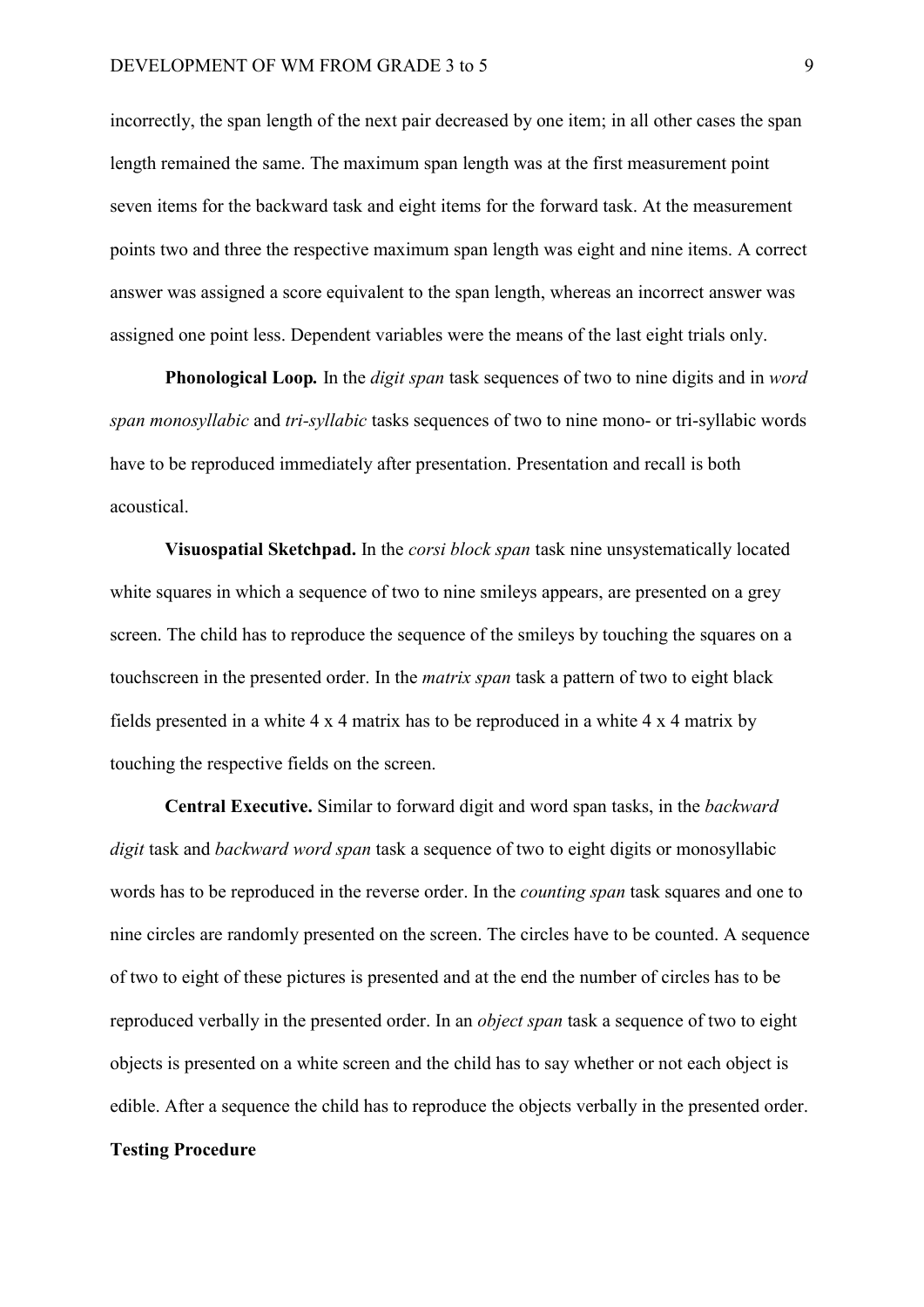incorrectly, the span length of the next pair decreased by one item; in all other cases the span length remained the same. The maximum span length was at the first measurement point seven items for the backward task and eight items for the forward task. At the measurement points two and three the respective maximum span length was eight and nine items. A correct answer was assigned a score equivalent to the span length, whereas an incorrect answer was assigned one point less. Dependent variables were the means of the last eight trials only.

**Phonological Loop.** In the *digit span* task sequences of two to nine digits and in *word span monosyllabic* and *tri-syllabic* tasks sequences of two to nine mono- or tri-syllabic words have to be reproduced immediately after presentation. Presentation and recall is both acoustical.

**Visuospatial Sketchpad.** In the *corsi block span* task nine unsystematically located white squares in which a sequence of two to nine smileys appears, are presented on a grey screen. The child has to reproduce the sequence of the smileys by touching the squares on a touchscreen in the presented order. In the *matrix span* task a pattern of two to eight black fields presented in a white 4 x 4 matrix has to be reproduced in a white 4 x 4 matrix by touching the respective fields on the screen.

**Central Executive.** Similar to forward digit and word span tasks, in the *backward digit* task and *backward word span* task a sequence of two to eight digits or monosyllabic words has to be reproduced in the reverse order. In the *counting span* task squares and one to nine circles are randomly presented on the screen. The circles have to be counted. A sequence of two to eight of these pictures is presented and at the end the number of circles has to be reproduced verbally in the presented order. In an *object span* task a sequence of two to eight objects is presented on a white screen and the child has to say whether or not each object is edible. After a sequence the child has to reproduce the objects verbally in the presented order.

**Testing Procedure**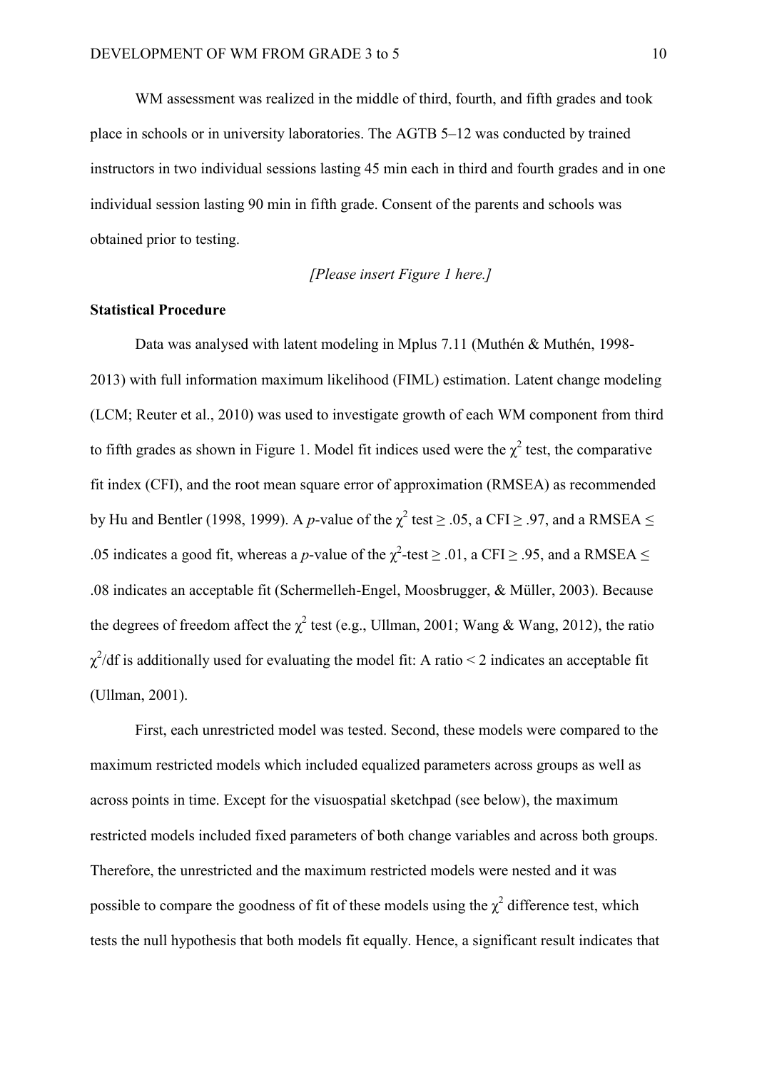WM assessment was realized in the middle of third, fourth, and fifth grades and took place in schools or in university laboratories. The AGTB 5–12 was conducted by trained instructors in two individual sessions lasting 45 min each in third and fourth grades and in one individual session lasting 90 min in fifth grade. Consent of the parents and schools was obtained prior to testing.

*[Please insert Figure 1 here.]*

**Statistical Procedure**

Data was analysed with latent modeling in Mplus 7.11 (Muthén & Muthén, 1998-2013) with full information maximum likelihood (FIML) estimation. Latent change modeling (LCM; Reuter et al., 2010) was used to investigate growth of each WM component from third to fifth grades as shown in Figure 1. Model fit indices used were the $\chi^2$ test, the comparative fit index (CFI), and the root mean square error of approximation (RMSEA) as recommended by Hu and Bentler (1998, 1999). A *p*-value of the $\chi^2$ test $\geq .05$, a CFI $\geq .97$, and a RMSEA $\leq .05$ indicates a good fit, whereas a *p*-value of the $\chi^2$-test $\geq .01$, a CFI $\geq .95$, and a RMSEA $\leq .08$ indicates an acceptable fit (Schermelleh-Engel, Moosbrugger, & Müller, 2003). Because the degrees of freedom affect the $\chi^2$ test (e.g., Ullman, 2001; Wang & Wang, 2012), the ratio $\chi^2/\text{df}$ is additionally used for evaluating the model fit: A ratio < 2 indicates an acceptable fit (Ullman, 2001).

First, each unrestricted model was tested. Second, these models were compared to the maximum restricted models which included equalized parameters across groups as well as across points in time. Except for the visuospatial sketchpad (see below), the maximum restricted models included fixed parameters of both change variables and across both groups. Therefore, the unrestricted and the maximum restricted models were nested and it was possible to compare the goodness of fit of these models using the $\chi^2$ difference test, which tests the null hypothesis that both models fit equally. Hence, a significant result indicates that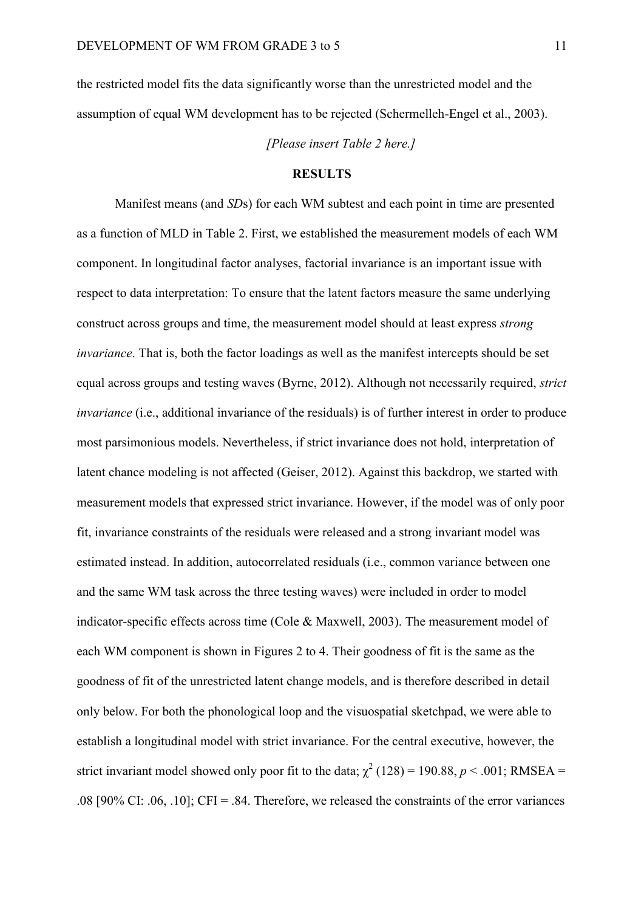the restricted model fits the data significantly worse than the unrestricted model and the assumption of equal WM development has to be rejected (Schermelleh-Engel et al., 2003).

*[Please insert Table 2 here.]*

## RESULTS

Manifest means (and *SD*s) for each WM subtest and each point in time are presented as a function of MLD in Table 2. First, we established the measurement models of each WM component. In longitudinal factor analyses, factorial invariance is an important issue with respect to data interpretation: To ensure that the latent factors measure the same underlying construct across groups and time, the measurement model should at least express *strong invariance*. That is, both the factor loadings as well as the manifest intercepts should be set equal across groups and testing waves (Byrne, 2012). Although not necessarily required, *strict invariance* (i.e., additional invariance of the residuals) is of further interest in order to produce most parsimonious models. Nevertheless, if strict invariance does not hold, interpretation of latent chance modeling is not affected (Geiser, 2012). Against this backdrop, we started with measurement models that expressed strict invariance. However, if the model was of only poor fit, invariance constraints of the residuals were released and a strong invariant model was estimated instead. In addition, autocorrelated residuals (i.e., common variance between one and the same WM task across the three testing waves) were included in order to model indicator-specific effects across time (Cole & Maxwell, 2003). The measurement model of each WM component is shown in Figures 2 to 4. Their goodness of fit is the same as the goodness of fit of the unrestricted latent change models, and is therefore described in detail only below. For both the phonological loop and the visuospatial sketchpad, we were able to establish a longitudinal model with strict invariance. For the central executive, however, the strict invariant model showed only poor fit to the data; $\chi^2$ (128) = 190.88, $p < .001$; RMSEA = .08 [90% CI: .06, .10]; CFI = .84. Therefore, we released the constraints of the error variances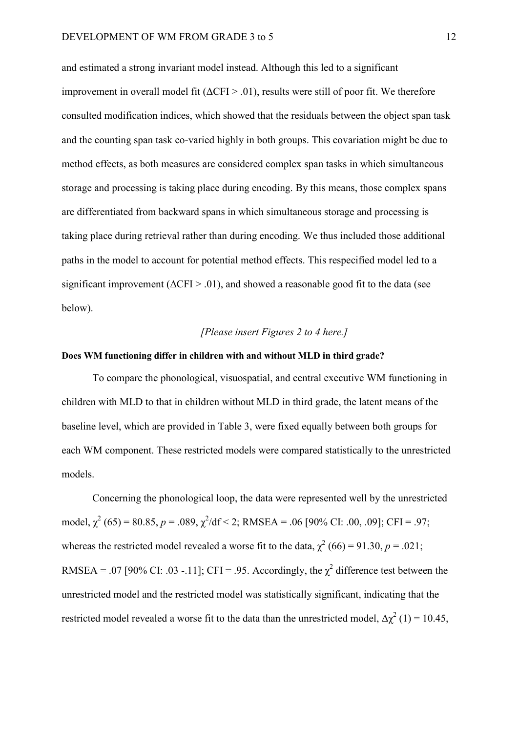and estimated a strong invariant model instead. Although this led to a significant improvement in overall model fit ($\Delta$CFI > .01), results were still of poor fit. We therefore consulted modification indices, which showed that the residuals between the object span task and the counting span task co-varied highly in both groups. This covariation might be due to method effects, as both measures are considered complex span tasks in which simultaneous storage and processing is taking place during encoding. By this means, those complex spans are differentiated from backward spans in which simultaneous storage and processing is taking place during retrieval rather than during encoding. We thus included those additional paths in the model to account for potential method effects. This respecified model led to a significant improvement ($\Delta$CFI > .01), and showed a reasonable good fit to the data (see below).

*[Please insert Figures 2 to 4 here.]*

**Does WM functioning differ in children with and without MLD in third grade?**

To compare the phonological, visuospatial, and central executive WM functioning in children with MLD to that in children without MLD in third grade, the latent means of the baseline level, which are provided in Table 3, were fixed equally between both groups for each WM component. These restricted models were compared statistically to the unrestricted models.

Concerning the phonological loop, the data were represented well by the unrestricted model, $\chi^2$ (65) = 80.85, *p* = .089, $\chi^2$/df < 2; RMSEA = .06 [90% CI: .00, .09]; CFI = .97; whereas the restricted model revealed a worse fit to the data, $\chi^2$ (66) = 91.30, *p* = .021; RMSEA = .07 [90% CI: .03 -.11]; CFI = .95. Accordingly, the $\chi^2$ difference test between the unrestricted model and the restricted model was statistically significant, indicating that the restricted model revealed a worse fit to the data than the unrestricted model, $\Delta\chi^2$ (1) = 10.45,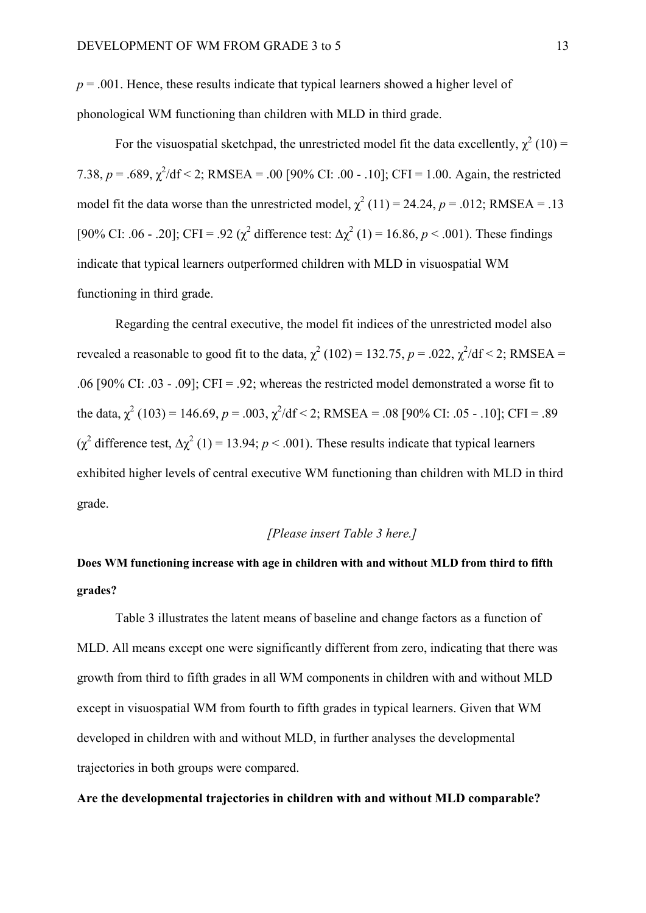$p = .001$. Hence, these results indicate that typical learners showed a higher level of phonological WM functioning than children with MLD in third grade.

For the visuospatial sketchpad, the unrestricted model fit the data excellently, $\chi^2$ (10) = 7.38, $p = .689$, $\chi^2$/df < 2; RMSEA = .00 [90% CI: .00 - .10]; CFI = 1.00. Again, the restricted model fit the data worse than the unrestricted model, $\chi^2$ (11) = 24.24, $p = .012$; RMSEA = .13 [90% CI: .06 - .20]; CFI = .92 ($\chi^2$ difference test: $\Delta\chi^2$ (1) = 16.86, $p < .001$). These findings indicate that typical learners outperformed children with MLD in visuospatial WM functioning in third grade.

Regarding the central executive, the model fit indices of the unrestricted model also revealed a reasonable to good fit to the data, $\chi^2$ (102) = 132.75, $p = .022$, $\chi^2$/df < 2; RMSEA = .06 [90% CI: .03 - .09]; CFI = .92; whereas the restricted model demonstrated a worse fit to the data, $\chi^2$ (103) = 146.69, $p = .003$, $\chi^2$/df < 2; RMSEA = .08 [90% CI: .05 - .10]; CFI = .89 ($\chi^2$ difference test, $\Delta\chi^2$ (1) = 13.94; $p < .001$). These results indicate that typical learners exhibited higher levels of central executive WM functioning than children with MLD in third grade.

*[Please insert Table 3 here.]*

**Does WM functioning increase with age in children with and without MLD from third to fifth grades?**

Table 3 illustrates the latent means of baseline and change factors as a function of MLD. All means except one were significantly different from zero, indicating that there was growth from third to fifth grades in all WM components in children with and without MLD except in visuospatial WM from fourth to fifth grades in typical learners. Given that WM developed in children with and without MLD, in further analyses the developmental trajectories in both groups were compared.

**Are the developmental trajectories in children with and without MLD comparable?**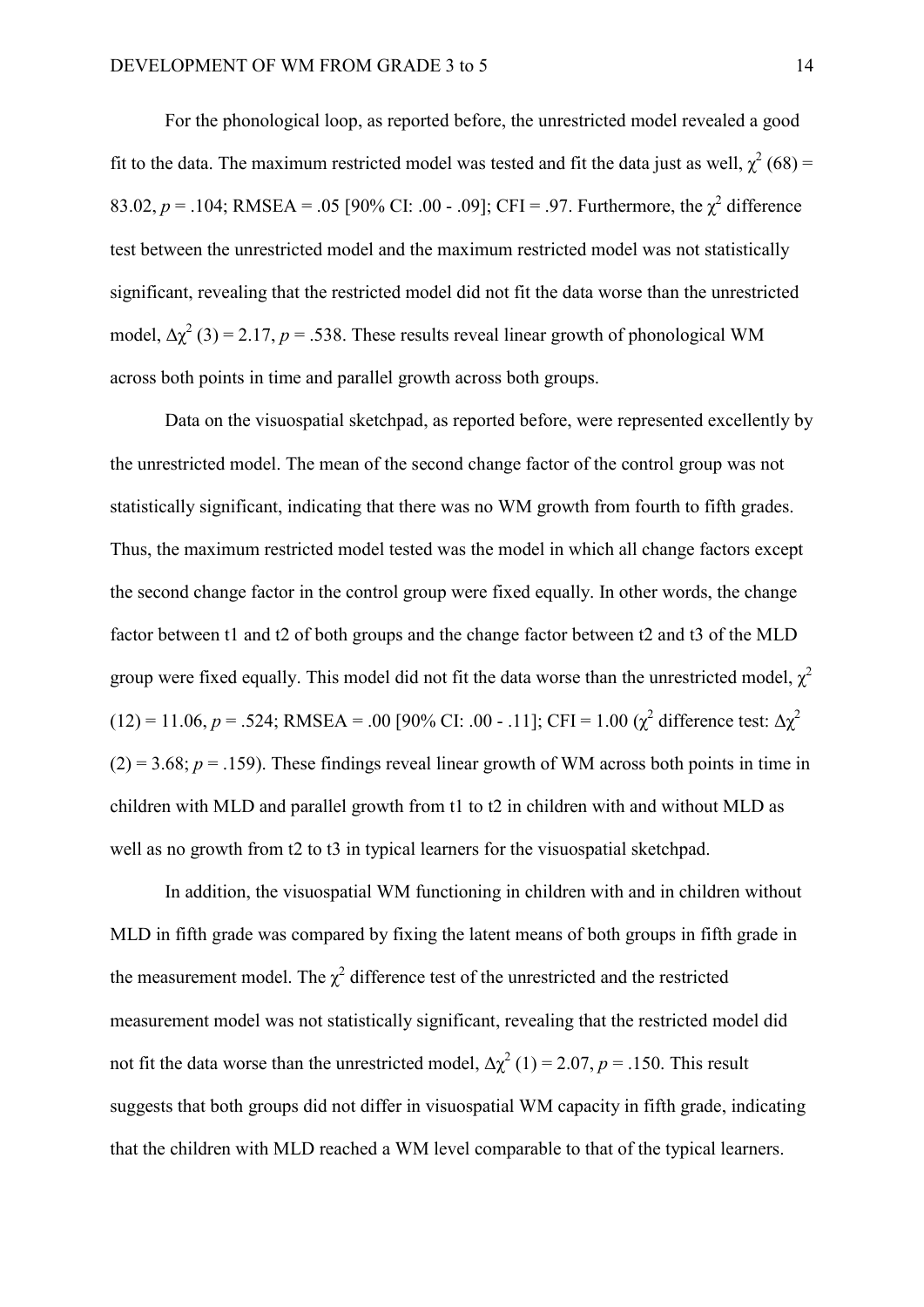For the phonological loop, as reported before, the unrestricted model revealed a good fit to the data. The maximum restricted model was tested and fit the data just as well, $\chi^2$ (68) = 83.02, *p* = .104; RMSEA = .05 [90% CI: .00 - .09]; CFI = .97. Furthermore, the $\chi^2$ difference test between the unrestricted model and the maximum restricted model was not statistically significant, revealing that the restricted model did not fit the data worse than the unrestricted model, $\Delta\chi^2$ (3) = 2.17, *p* = .538. These results reveal linear growth of phonological WM across both points in time and parallel growth across both groups.

Data on the visuospatial sketchpad, as reported before, were represented excellently by the unrestricted model. The mean of the second change factor of the control group was not statistically significant, indicating that there was no WM growth from fourth to fifth grades. Thus, the maximum restricted model tested was the model in which all change factors except the second change factor in the control group were fixed equally. In other words, the change factor between t1 and t2 of both groups and the change factor between t2 and t3 of the MLD group were fixed equally. This model did not fit the data worse than the unrestricted model, $\chi^2$ (12) = 11.06, *p* = .524; RMSEA = .00 [90% CI: .00 - .11]; CFI = 1.00 ($\chi^2$ difference test: $\Delta\chi^2$ (2) = 3.68; *p* = .159). These findings reveal linear growth of WM across both points in time in children with MLD and parallel growth from t1 to t2 in children with and without MLD as well as no growth from t2 to t3 in typical learners for the visuospatial sketchpad.

In addition, the visuospatial WM functioning in children with and in children without MLD in fifth grade was compared by fixing the latent means of both groups in fifth grade in the measurement model. The $\chi^2$ difference test of the unrestricted and the restricted measurement model was not statistically significant, revealing that the restricted model did not fit the data worse than the unrestricted model, $\Delta\chi^2$ (1) = 2.07, *p* = .150. This result suggests that both groups did not differ in visuospatial WM capacity in fifth grade, indicating that the children with MLD reached a WM level comparable to that of the typical learners.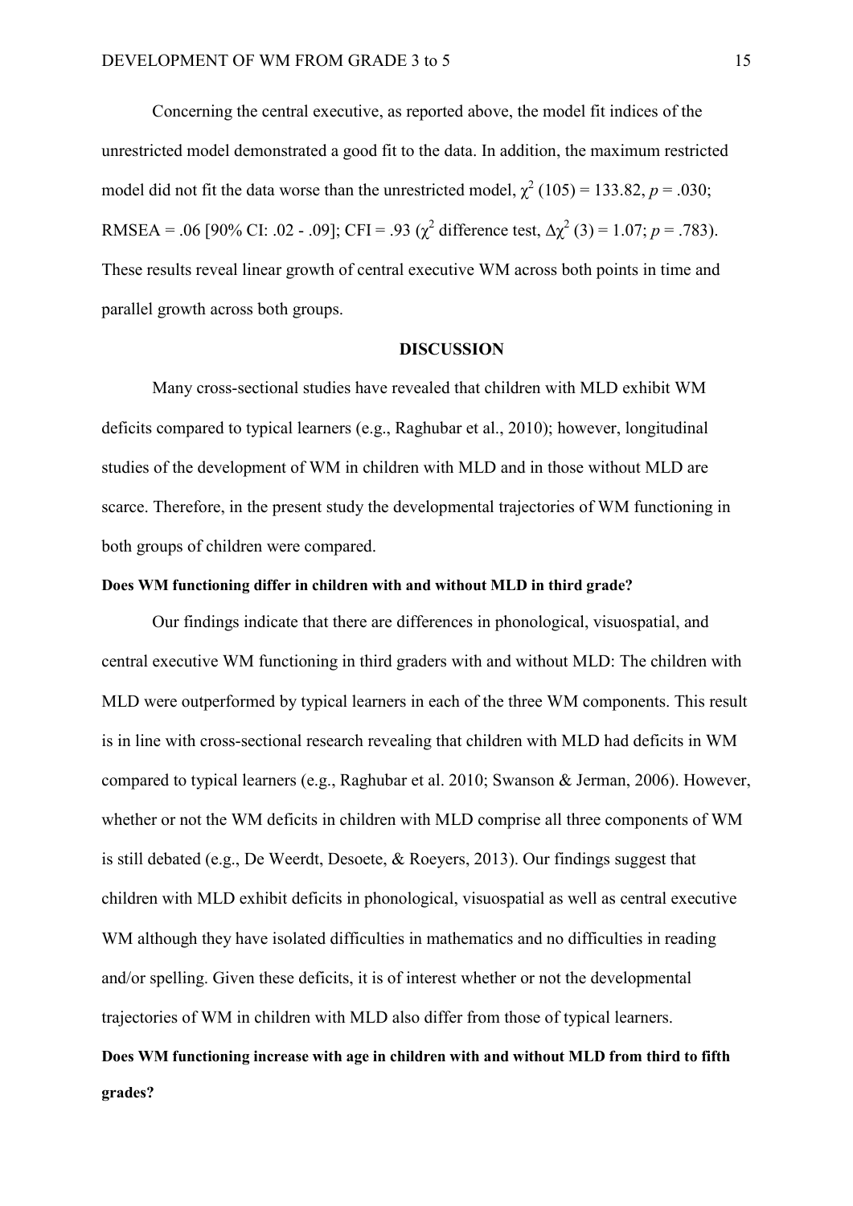Concerning the central executive, as reported above, the model fit indices of the unrestricted model demonstrated a good fit to the data. In addition, the maximum restricted model did not fit the data worse than the unrestricted model, $\chi^2$ (105) = 133.82, $p$ = .030; RMSEA = .06 [90% CI: .02 - .09]; CFI = .93 ($\chi^2$ difference test, $\Delta\chi^2$ (3) = 1.07; $p$ = .783). These results reveal linear growth of central executive WM across both points in time and parallel growth across both groups.

## DISCUSSION

Many cross-sectional studies have revealed that children with MLD exhibit WM deficits compared to typical learners (e.g., Raghubar et al., 2010); however, longitudinal studies of the development of WM in children with MLD and in those without MLD are scarce. Therefore, in the present study the developmental trajectories of WM functioning in both groups of children were compared.

### Does WM functioning differ in children with and without MLD in third grade?

Our findings indicate that there are differences in phonological, visuospatial, and central executive WM functioning in third graders with and without MLD: The children with MLD were outperformed by typical learners in each of the three WM components. This result is in line with cross-sectional research revealing that children with MLD had deficits in WM compared to typical learners (e.g., Raghubar et al. 2010; Swanson & Jerman, 2006). However, whether or not the WM deficits in children with MLD comprise all three components of WM is still debated (e.g., De Weerdt, Desoete, & Roeyers, 2013). Our findings suggest that children with MLD exhibit deficits in phonological, visuospatial as well as central executive WM although they have isolated difficulties in mathematics and no difficulties in reading and/or spelling. Given these deficits, it is of interest whether or not the developmental trajectories of WM in children with MLD also differ from those of typical learners.

### Does WM functioning increase with age in children with and without MLD from third to fifth grades?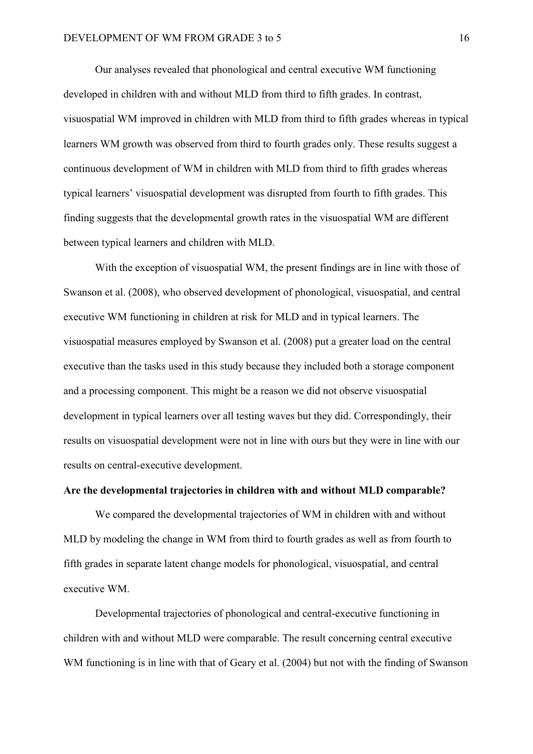Our analyses revealed that phonological and central executive WM functioning developed in children with and without MLD from third to fifth grades. In contrast, visuospatial WM improved in children with MLD from third to fifth grades whereas in typical learners WM growth was observed from third to fourth grades only. These results suggest a continuous development of WM in children with MLD from third to fifth grades whereas typical learners' visuospatial development was disrupted from fourth to fifth grades. This finding suggests that the developmental growth rates in the visuospatial WM are different between typical learners and children with MLD.

With the exception of visuospatial WM, the present findings are in line with those of Swanson et al. (2008), who observed development of phonological, visuospatial, and central executive WM functioning in children at risk for MLD and in typical learners. The visuospatial measures employed by Swanson et al. (2008) put a greater load on the central executive than the tasks used in this study because they included both a storage component and a processing component. This might be a reason we did not observe visuospatial development in typical learners over all testing waves but they did. Correspondingly, their results on visuospatial development were not in line with ours but they were in line with our results on central-executive development.

**Are the developmental trajectories in children with and without MLD comparable?**

We compared the developmental trajectories of WM in children with and without MLD by modeling the change in WM from third to fourth grades as well as from fourth to fifth grades in separate latent change models for phonological, visuospatial, and central executive WM.

Developmental trajectories of phonological and central-executive functioning in children with and without MLD were comparable. The result concerning central executive WM functioning is in line with that of Geary et al. (2004) but not with the finding of Swanson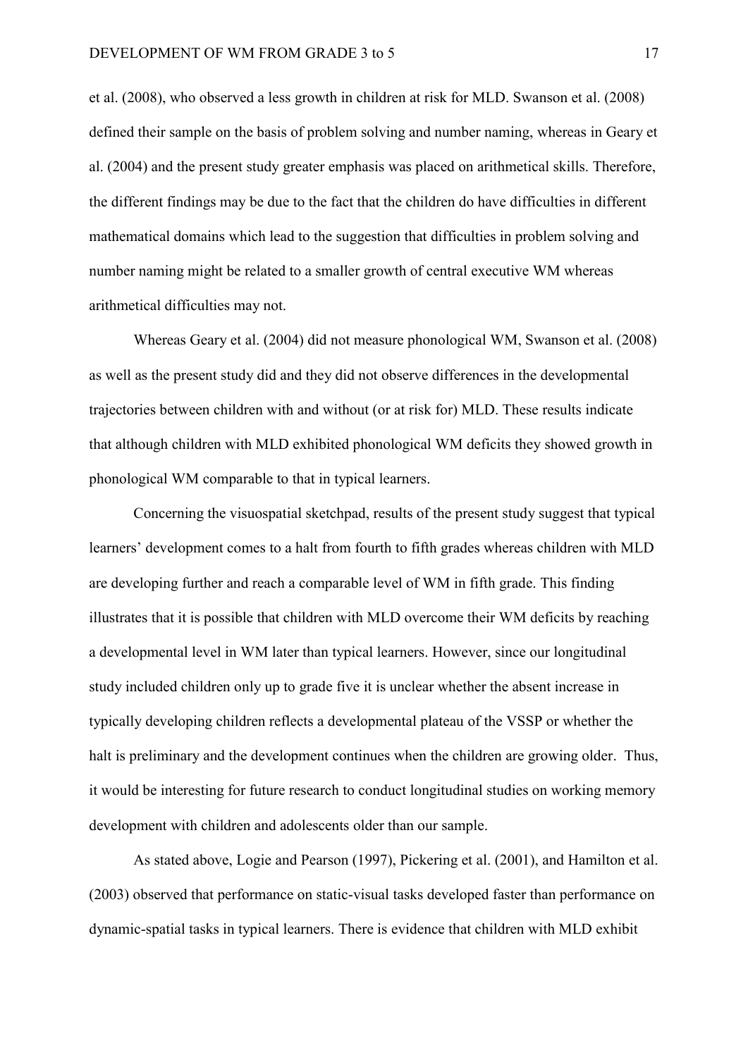et al. (2008), who observed a less growth in children at risk for MLD. Swanson et al. (2008) defined their sample on the basis of problem solving and number naming, whereas in Geary et al. (2004) and the present study greater emphasis was placed on arithmetical skills. Therefore, the different findings may be due to the fact that the children do have difficulties in different mathematical domains which lead to the suggestion that difficulties in problem solving and number naming might be related to a smaller growth of central executive WM whereas arithmetical difficulties may not.

Whereas Geary et al. (2004) did not measure phonological WM, Swanson et al. (2008) as well as the present study did and they did not observe differences in the developmental trajectories between children with and without (or at risk for) MLD. These results indicate that although children with MLD exhibited phonological WM deficits they showed growth in phonological WM comparable to that in typical learners.

Concerning the visuospatial sketchpad, results of the present study suggest that typical learners' development comes to a halt from fourth to fifth grades whereas children with MLD are developing further and reach a comparable level of WM in fifth grade. This finding illustrates that it is possible that children with MLD overcome their WM deficits by reaching a developmental level in WM later than typical learners. However, since our longitudinal study included children only up to grade five it is unclear whether the absent increase in typically developing children reflects a developmental plateau of the VSSP or whether the halt is preliminary and the development continues when the children are growing older. Thus, it would be interesting for future research to conduct longitudinal studies on working memory development with children and adolescents older than our sample.

As stated above, Logie and Pearson (1997), Pickering et al. (2001), and Hamilton et al. (2003) observed that performance on static-visual tasks developed faster than performance on dynamic-spatial tasks in typical learners. There is evidence that children with MLD exhibit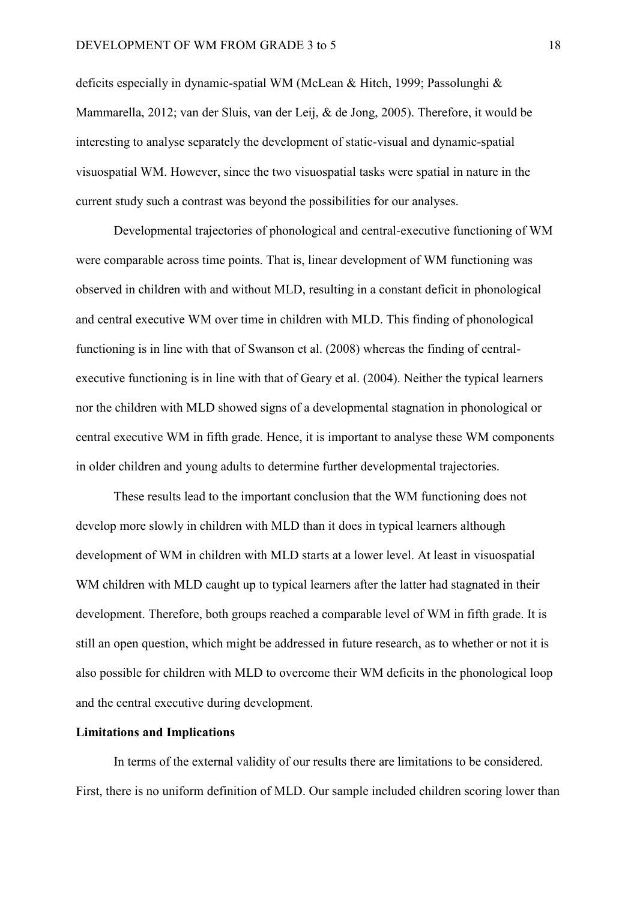deficits especially in dynamic-spatial WM (McLean & Hitch, 1999; Passolunghi & Mammarella, 2012; van der Sluis, van der Leij, & de Jong, 2005). Therefore, it would be interesting to analyse separately the development of static-visual and dynamic-spatial visuospatial WM. However, since the two visuospatial tasks were spatial in nature in the current study such a contrast was beyond the possibilities for our analyses.

Developmental trajectories of phonological and central-executive functioning of WM were comparable across time points. That is, linear development of WM functioning was observed in children with and without MLD, resulting in a constant deficit in phonological and central executive WM over time in children with MLD. This finding of phonological functioning is in line with that of Swanson et al. (2008) whereas the finding of central-executive functioning is in line with that of Geary et al. (2004). Neither the typical learners nor the children with MLD showed signs of a developmental stagnation in phonological or central executive WM in fifth grade. Hence, it is important to analyse these WM components in older children and young adults to determine further developmental trajectories.

These results lead to the important conclusion that the WM functioning does not develop more slowly in children with MLD than it does in typical learners although development of WM in children with MLD starts at a lower level. At least in visuospatial WM children with MLD caught up to typical learners after the latter had stagnated in their development. Therefore, both groups reached a comparable level of WM in fifth grade. It is still an open question, which might be addressed in future research, as to whether or not it is also possible for children with MLD to overcome their WM deficits in the phonological loop and the central executive during development.

## Limitations and Implications

In terms of the external validity of our results there are limitations to be considered. First, there is no uniform definition of MLD. Our sample included children scoring lower than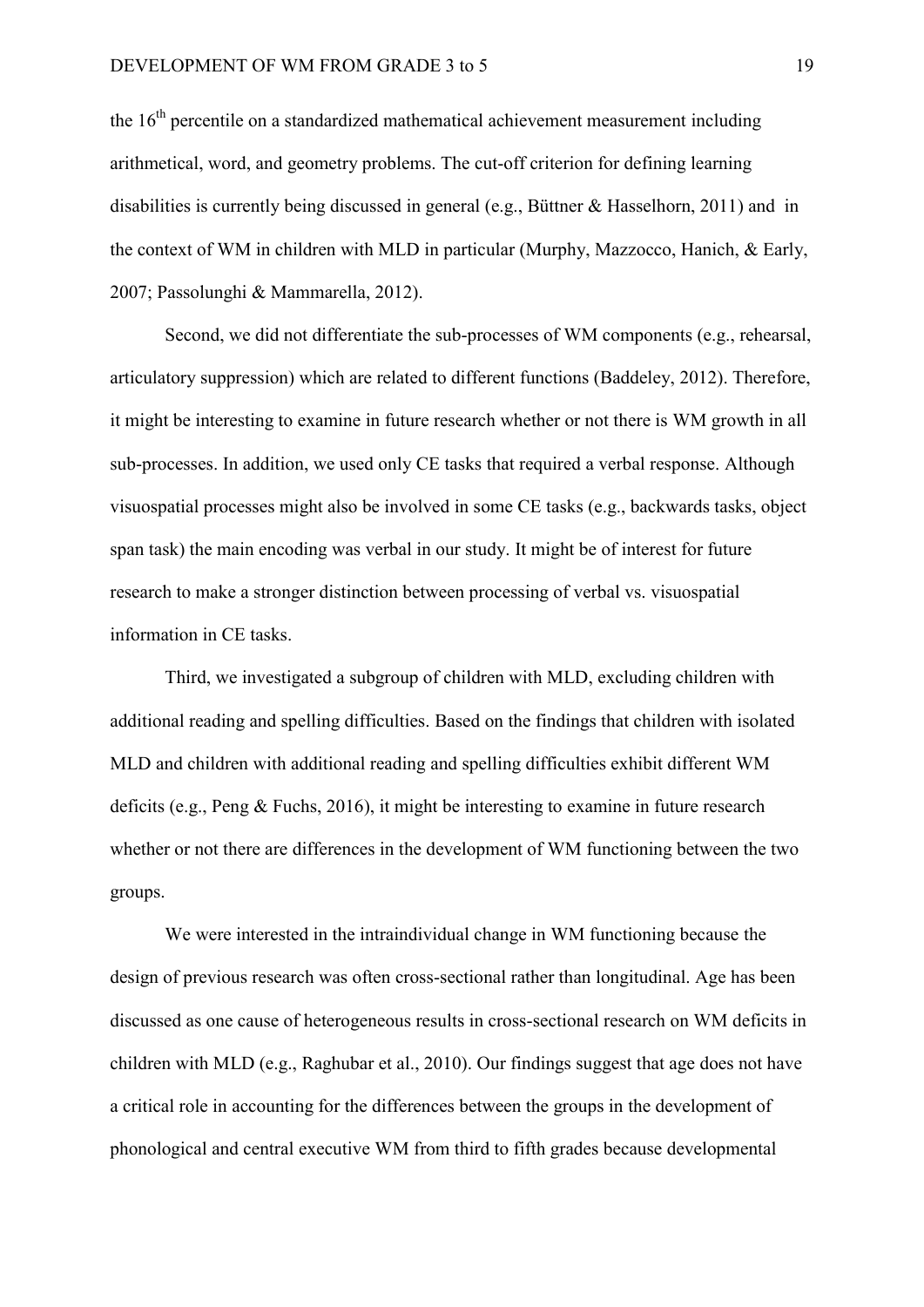the 16th percentile on a standardized mathematical achievement measurement including arithmetical, word, and geometry problems. The cut-off criterion for defining learning disabilities is currently being discussed in general (e.g., Büttner & Hasselhorn, 2011) and in the context of WM in children with MLD in particular (Murphy, Mazzocco, Hanich, & Early, 2007; Passolunghi & Mammarella, 2012).

Second, we did not differentiate the sub-processes of WM components (e.g., rehearsal, articulatory suppression) which are related to different functions (Baddeley, 2012). Therefore, it might be interesting to examine in future research whether or not there is WM growth in all sub-processes. In addition, we used only CE tasks that required a verbal response. Although visuospatial processes might also be involved in some CE tasks (e.g., backwards tasks, object span task) the main encoding was verbal in our study. It might be of interest for future research to make a stronger distinction between processing of verbal vs. visuospatial information in CE tasks.

Third, we investigated a subgroup of children with MLD, excluding children with additional reading and spelling difficulties. Based on the findings that children with isolated MLD and children with additional reading and spelling difficulties exhibit different WM deficits (e.g., Peng & Fuchs, 2016), it might be interesting to examine in future research whether or not there are differences in the development of WM functioning between the two groups.

We were interested in the intraindividual change in WM functioning because the design of previous research was often cross-sectional rather than longitudinal. Age has been discussed as one cause of heterogeneous results in cross-sectional research on WM deficits in children with MLD (e.g., Raghubar et al., 2010). Our findings suggest that age does not have a critical role in accounting for the differences between the groups in the development of phonological and central executive WM from third to fifth grades because developmental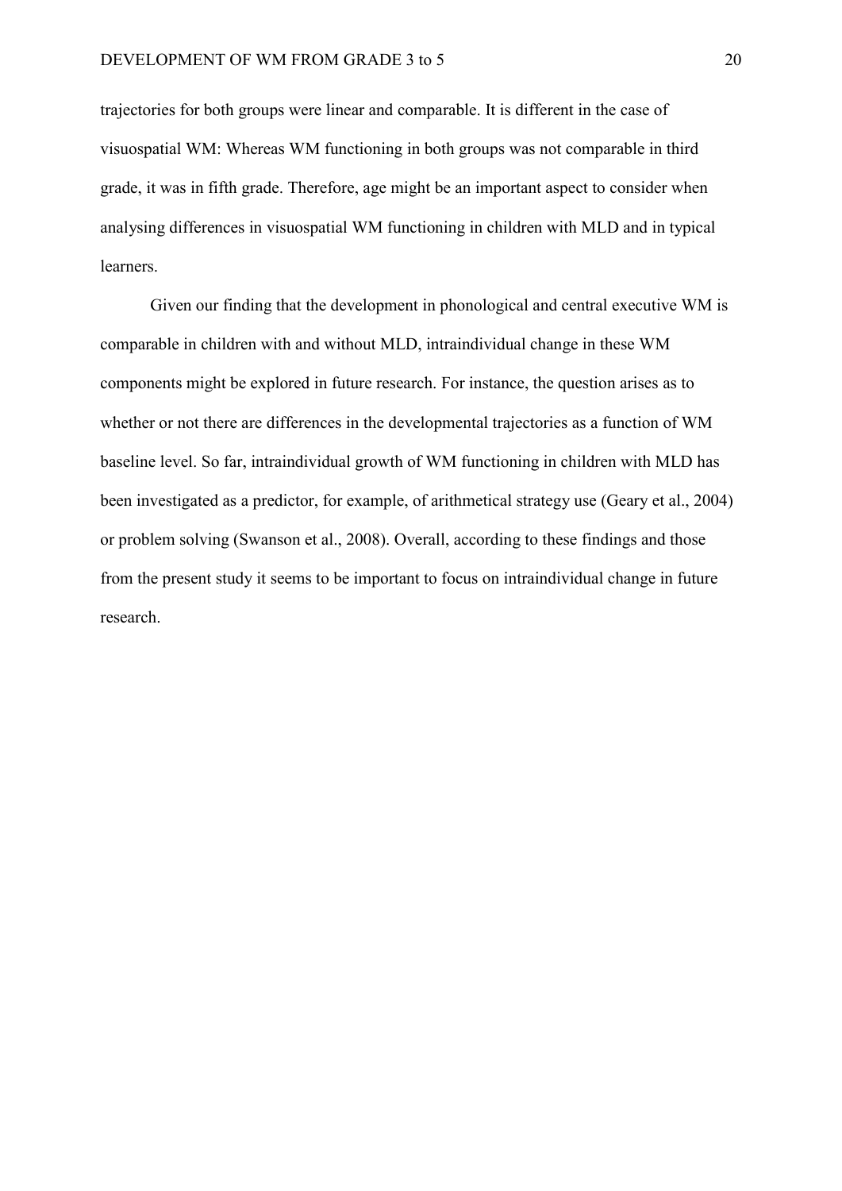trajectories for both groups were linear and comparable. It is different in the case of visuospatial WM: Whereas WM functioning in both groups was not comparable in third grade, it was in fifth grade. Therefore, age might be an important aspect to consider when analysing differences in visuospatial WM functioning in children with MLD and in typical learners.

Given our finding that the development in phonological and central executive WM is comparable in children with and without MLD, intraindividual change in these WM components might be explored in future research. For instance, the question arises as to whether or not there are differences in the developmental trajectories as a function of WM baseline level. So far, intraindividual growth of WM functioning in children with MLD has been investigated as a predictor, for example, of arithmetical strategy use (Geary et al., 2004) or problem solving (Swanson et al., 2008). Overall, according to these findings and those from the present study it seems to be important to focus on intraindividual change in future research.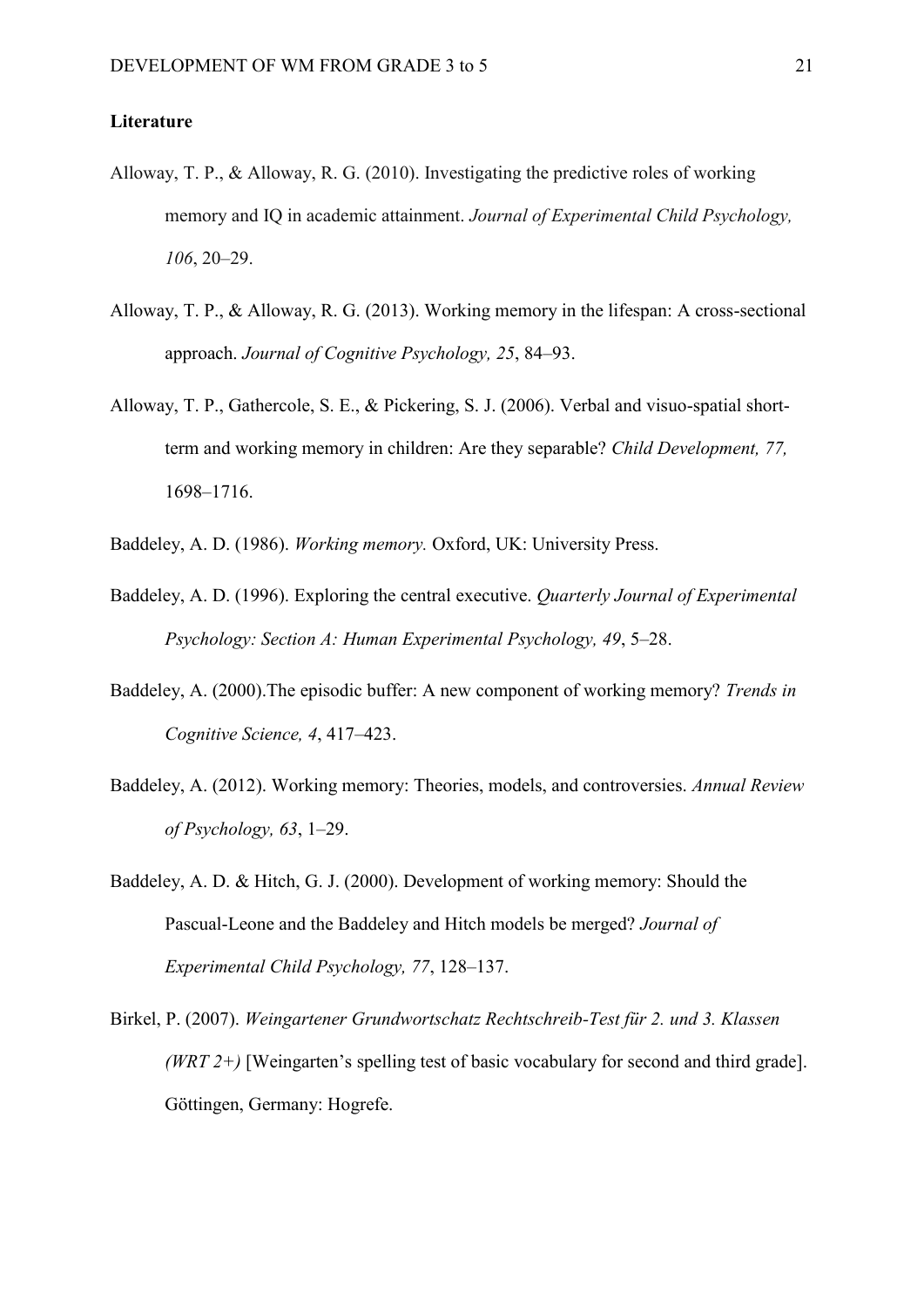**Literature**

Alloway, T. P., & Alloway, R. G. (2010). Investigating the predictive roles of working memory and IQ in academic attainment. *Journal of Experimental Child Psychology, 106*, 20–29.

Alloway, T. P., & Alloway, R. G. (2013). Working memory in the lifespan: A cross-sectional approach. *Journal of Cognitive Psychology, 25*, 84–93.

Alloway, T. P., Gathercole, S. E., & Pickering, S. J. (2006). Verbal and visuo-spatial short-term and working memory in children: Are they separable? *Child Development, 77,* 1698–1716.

Baddeley, A. D. (1986). *Working memory.* Oxford, UK: University Press.

Baddeley, A. D. (1996). Exploring the central executive. *Quarterly Journal of Experimental Psychology: Section A: Human Experimental Psychology, 49*, 5–28.

Baddeley, A. (2000).The episodic buffer: A new component of working memory? *Trends in Cognitive Science, 4*, 417–423.

Baddeley, A. (2012). Working memory: Theories, models, and controversies. *Annual Review of Psychology, 63*, 1–29.

Baddeley, A. D. & Hitch, G. J. (2000). Development of working memory: Should the Pascual-Leone and the Baddeley and Hitch models be merged? *Journal of Experimental Child Psychology, 77*, 128–137.

Birkel, P. (2007). *Weingartener Grundwortschatz Rechtschreib-Test für 2. und 3. Klassen (WRT 2+)* [Weingarten's spelling test of basic vocabulary for second and third grade]. Göttingen, Germany: Hogrefe.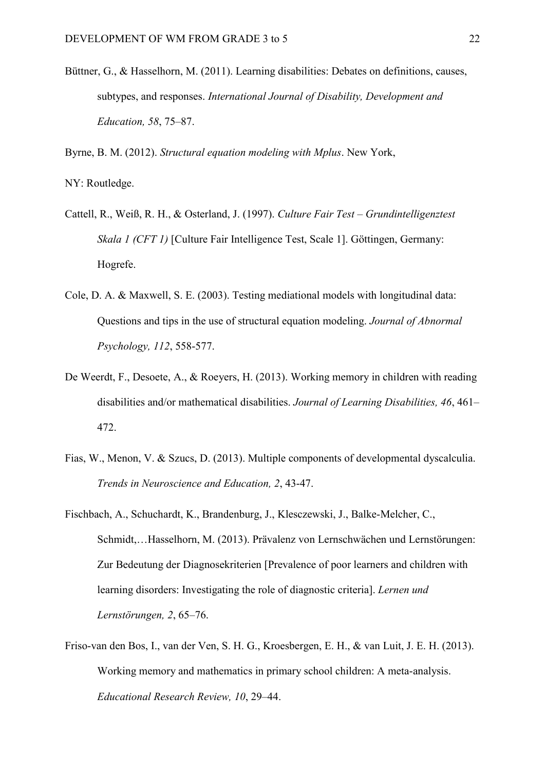Büttner, G., & Hasselhorn, M. (2011). Learning disabilities: Debates on definitions, causes, subtypes, and responses. *International Journal of Disability, Development and Education, 58*, 75–87.

Byrne, B. M. (2012). *Structural equation modeling with Mplus*. New York,

NY: Routledge.

Cattell, R., Weiß, R. H., & Osterland, J. (1997). *Culture Fair Test – Grundintelligenztest Skala 1 (CFT 1)* [Culture Fair Intelligence Test, Scale 1]. Göttingen, Germany: Hogrefe.

Cole, D. A. & Maxwell, S. E. (2003). Testing mediational models with longitudinal data: Questions and tips in the use of structural equation modeling. *Journal of Abnormal Psychology, 112*, 558-577.

De Weerdt, F., Desoete, A., & Roeyers, H. (2013). Working memory in children with reading disabilities and/or mathematical disabilities. *Journal of Learning Disabilities, 46*, 461–472.

Fias, W., Menon, V. & Szucs, D. (2013). Multiple components of developmental dyscalculia. *Trends in Neuroscience and Education, 2*, 43-47.

Fischbach, A., Schuchardt, K., Brandenburg, J., Klesczewski, J., Balke-Melcher, C., Schmidt,…Hasselhorn, M. (2013). Prävalenz von Lernschwächen und Lernstörungen: Zur Bedeutung der Diagnosekriterien [Prevalence of poor learners and children with learning disorders: Investigating the role of diagnostic criteria]. *Lernen und Lernstörungen, 2*, 65–76.

Friso-van den Bos, I., van der Ven, S. H. G., Kroesbergen, E. H., & van Luit, J. E. H. (2013). Working memory and mathematics in primary school children: A meta-analysis. *Educational Research Review, 10*, 29–44.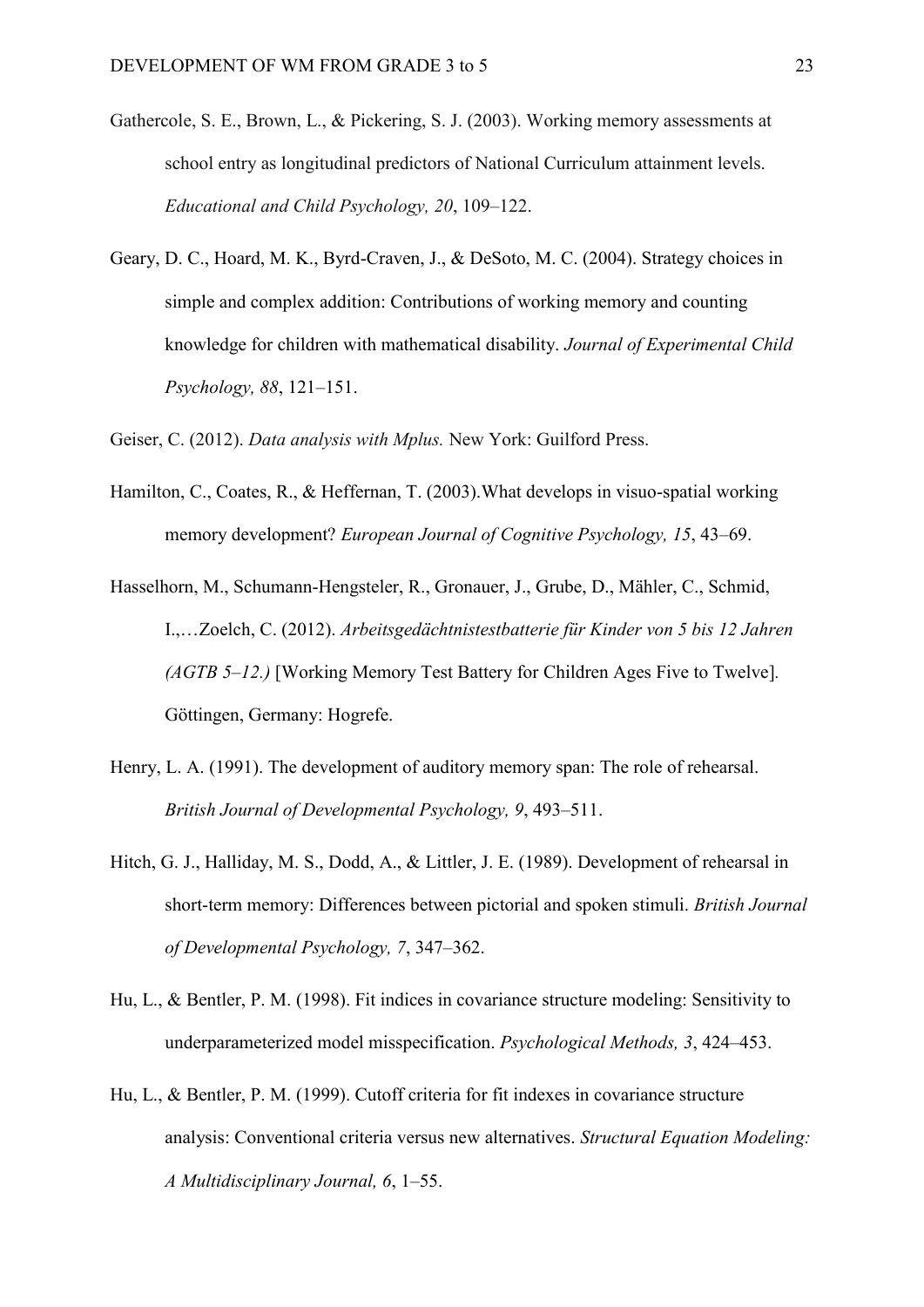Gathercole, S. E., Brown, L., & Pickering, S. J. (2003). Working memory assessments at school entry as longitudinal predictors of National Curriculum attainment levels. *Educational and Child Psychology, 20*, 109–122.

Geary, D. C., Hoard, M. K., Byrd-Craven, J., & DeSoto, M. C. (2004). Strategy choices in simple and complex addition: Contributions of working memory and counting knowledge for children with mathematical disability. *Journal of Experimental Child Psychology, 88*, 121–151.

Geiser, C. (2012). *Data analysis with Mplus.* New York: Guilford Press.

Hamilton, C., Coates, R., & Heffernan, T. (2003).What develops in visuo-spatial working memory development? *European Journal of Cognitive Psychology, 15*, 43–69.

Hasselhorn, M., Schumann-Hengsteler, R., Gronauer, J., Grube, D., Mähler, C., Schmid, I.,…Zoelch, C. (2012). *Arbeitsgedächtnistestbatterie für Kinder von 5 bis 12 Jahren (AGTB 5–12.)* [Working Memory Test Battery for Children Ages Five to Twelve]. Göttingen, Germany: Hogrefe.

Henry, L. A. (1991). The development of auditory memory span: The role of rehearsal. *British Journal of Developmental Psychology, 9*, 493–511.

Hitch, G. J., Halliday, M. S., Dodd, A., & Littler, J. E. (1989). Development of rehearsal in short-term memory: Differences between pictorial and spoken stimuli. *British Journal of Developmental Psychology, 7*, 347–362.

Hu, L., & Bentler, P. M. (1998). Fit indices in covariance structure modeling: Sensitivity to underparameterized model misspecification. *Psychological Methods, 3*, 424–453.

Hu, L., & Bentler, P. M. (1999). Cutoff criteria for fit indexes in covariance structure analysis: Conventional criteria versus new alternatives. *Structural Equation Modeling: A Multidisciplinary Journal, 6*, 1–55.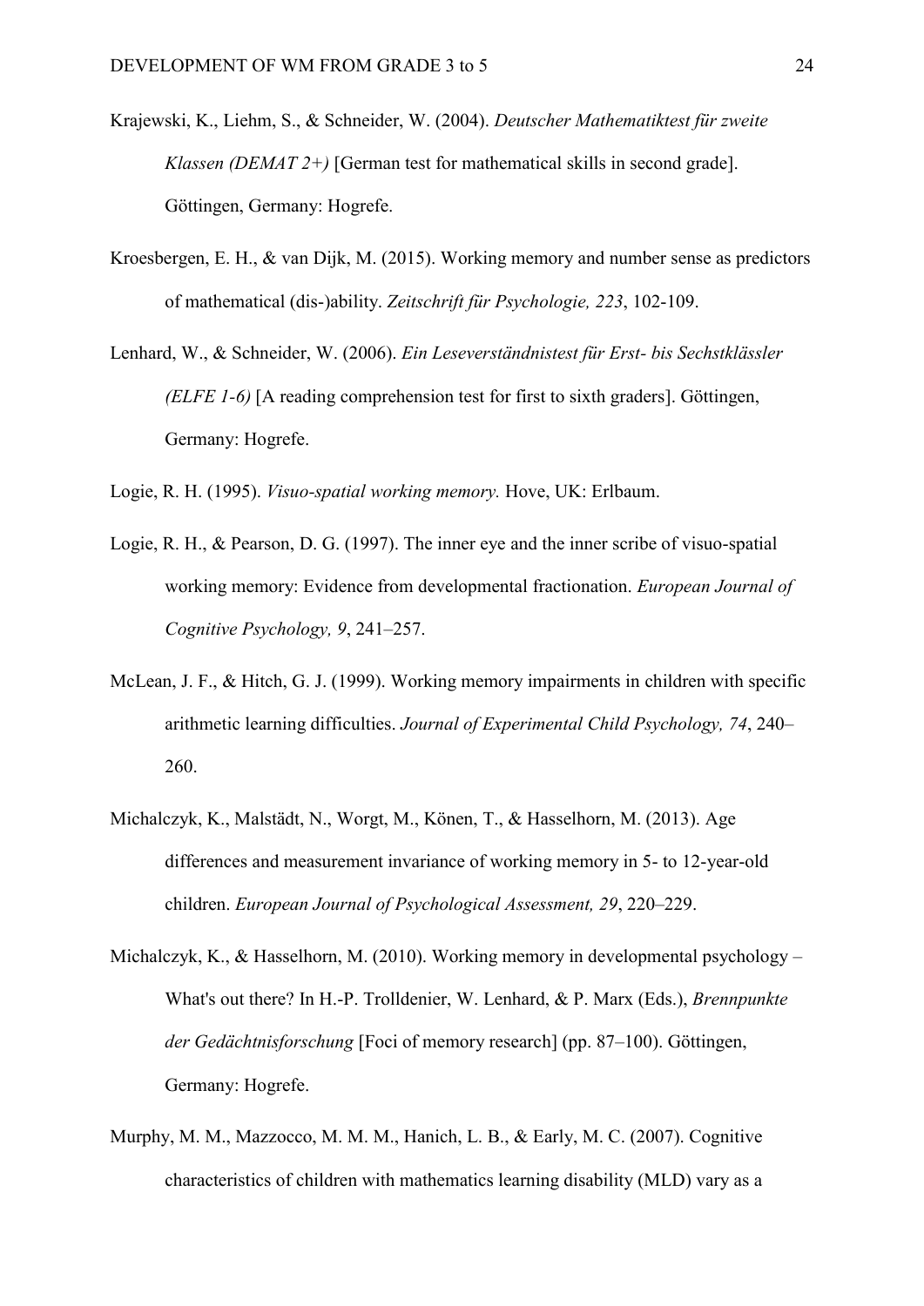Krajewski, K., Liehm, S., & Schneider, W. (2004). *Deutscher Mathematiktest für zweite Klassen (DEMAT 2+)* [German test for mathematical skills in second grade]. Göttingen, Germany: Hogrefe.

Kroesbergen, E. H., & van Dijk, M. (2015). Working memory and number sense as predictors of mathematical (dis-)ability. *Zeitschrift für Psychologie, 223*, 102-109.

Lenhard, W., & Schneider, W. (2006). *Ein Leseverständnistest für Erst- bis Sechstklässler (ELFE 1-6)* [A reading comprehension test for first to sixth graders]. Göttingen, Germany: Hogrefe.

Logie, R. H. (1995). *Visuo-spatial working memory.* Hove, UK: Erlbaum.

Logie, R. H., & Pearson, D. G. (1997). The inner eye and the inner scribe of visuo-spatial working memory: Evidence from developmental fractionation. *European Journal of Cognitive Psychology, 9*, 241–257.

McLean, J. F., & Hitch, G. J. (1999). Working memory impairments in children with specific arithmetic learning difficulties. *Journal of Experimental Child Psychology, 74*, 240–260.

Michalczyk, K., Malstädt, N., Worgt, M., Könen, T., & Hasselhorn, M. (2013). Age differences and measurement invariance of working memory in 5- to 12-year-old children. *European Journal of Psychological Assessment, 29*, 220–229.

Michalczyk, K., & Hasselhorn, M. (2010). Working memory in developmental psychology – What's out there? In H.-P. Trolldenier, W. Lenhard, & P. Marx (Eds.), *Brennpunkte der Gedächtnisforschung* [Foci of memory research] (pp. 87–100). Göttingen, Germany: Hogrefe.

Murphy, M. M., Mazzocco, M. M. M., Hanich, L. B., & Early, M. C. (2007). Cognitive characteristics of children with mathematics learning disability (MLD) vary as a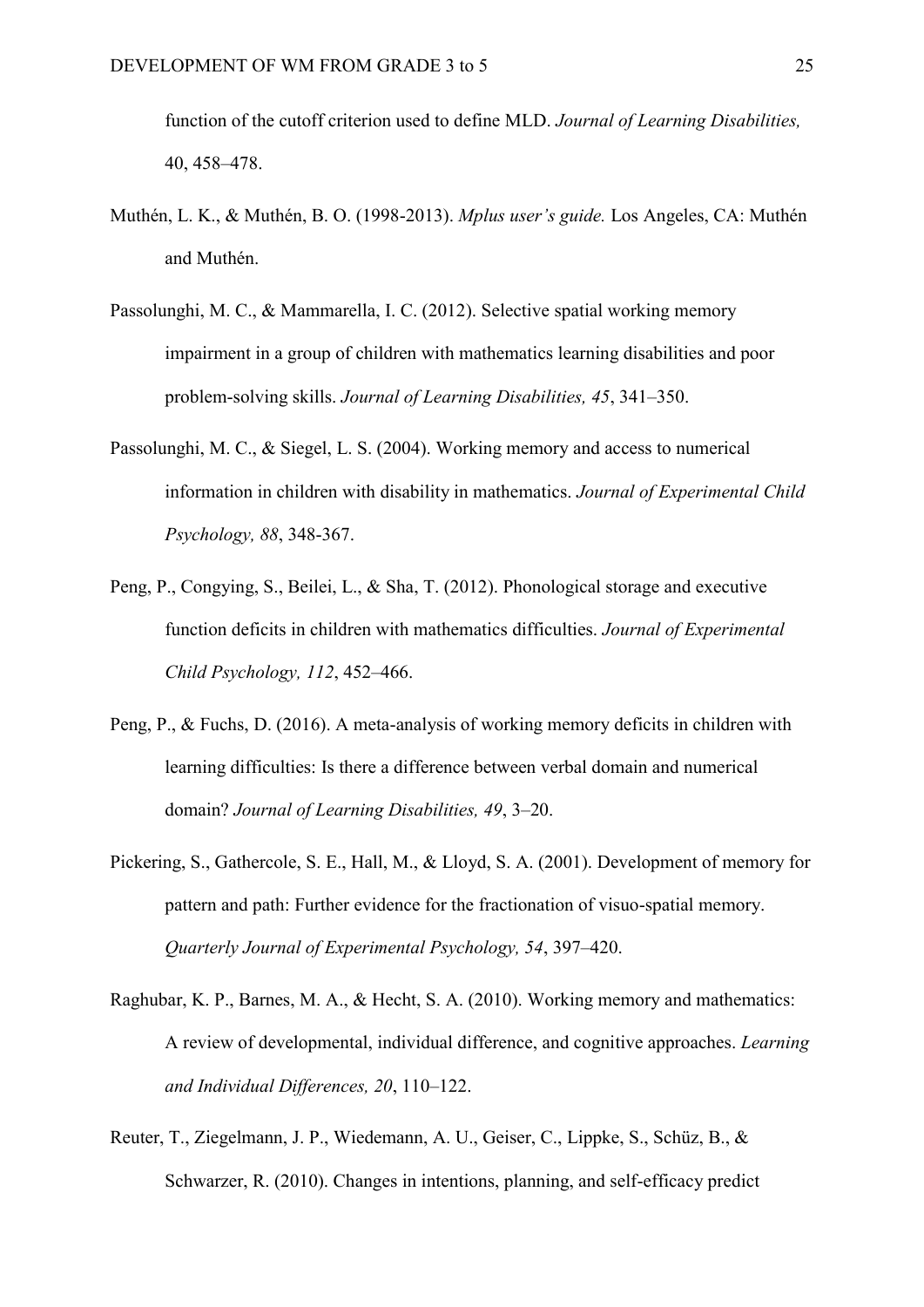function of the cutoff criterion used to define MLD. *Journal of Learning Disabilities,* 40, 458–478.

Muthén, L. K., & Muthén, B. O. (1998-2013). *Mplus user's guide.* Los Angeles, CA: Muthén and Muthén.

Passolunghi, M. C., & Mammarella, I. C. (2012). Selective spatial working memory impairment in a group of children with mathematics learning disabilities and poor problem-solving skills. *Journal of Learning Disabilities, 45*, 341–350.

Passolunghi, M. C., & Siegel, L. S. (2004). Working memory and access to numerical information in children with disability in mathematics. *Journal of Experimental Child Psychology, 88*, 348-367.

Peng, P., Congying, S., Beilei, L., & Sha, T. (2012). Phonological storage and executive function deficits in children with mathematics difficulties. *Journal of Experimental Child Psychology, 112*, 452–466.

Peng, P., & Fuchs, D. (2016). A meta-analysis of working memory deficits in children with learning difficulties: Is there a difference between verbal domain and numerical domain? *Journal of Learning Disabilities, 49*, 3–20.

Pickering, S., Gathercole, S. E., Hall, M., & Lloyd, S. A. (2001). Development of memory for pattern and path: Further evidence for the fractionation of visuo-spatial memory. *Quarterly Journal of Experimental Psychology, 54*, 397–420.

Raghubar, K. P., Barnes, M. A., & Hecht, S. A. (2010). Working memory and mathematics: A review of developmental, individual difference, and cognitive approaches. *Learning and Individual Differences, 20*, 110–122.

Reuter, T., Ziegelmann, J. P., Wiedemann, A. U., Geiser, C., Lippke, S., Schüz, B., & Schwarzer, R. (2010). Changes in intentions, planning, and self-efficacy predict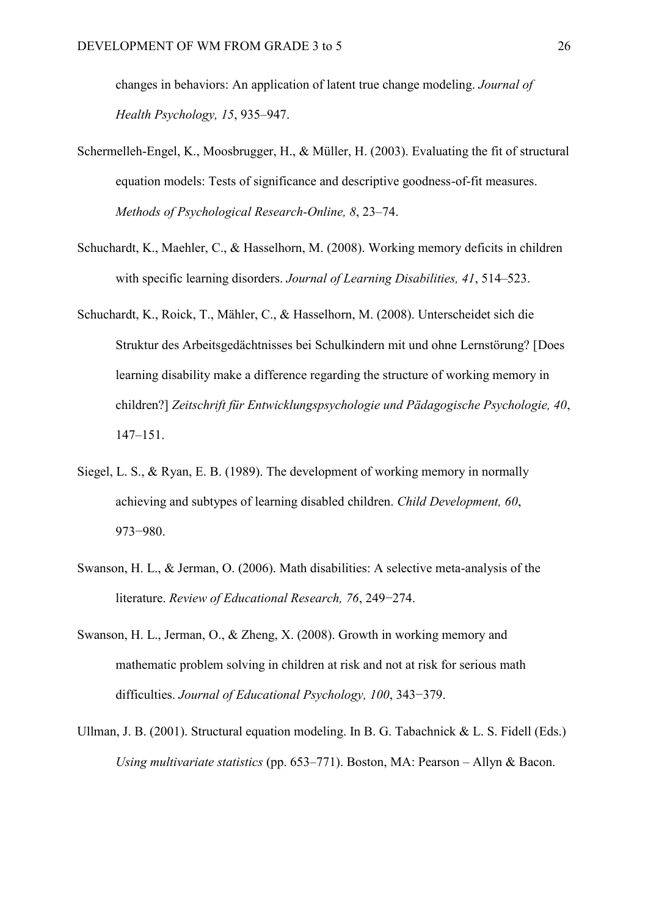changes in behaviors: An application of latent true change modeling. *Journal of Health Psychology, 15*, 935–947.

Schermelleh-Engel, K., Moosbrugger, H., & Müller, H. (2003). Evaluating the fit of structural equation models: Tests of significance and descriptive goodness-of-fit measures. *Methods of Psychological Research-Online, 8*, 23–74.

Schuchardt, K., Maehler, C., & Hasselhorn, M. (2008). Working memory deficits in children with specific learning disorders. *Journal of Learning Disabilities, 41*, 514–523.

Schuchardt, K., Roick, T., Mähler, C., & Hasselhorn, M. (2008). Unterscheidet sich die Struktur des Arbeitsgedächtnisses bei Schulkindern mit und ohne Lernstörung? [Does learning disability make a difference regarding the structure of working memory in children?] *Zeitschrift für Entwicklungspsychologie und Pädagogische Psychologie, 40*, 147–151.

Siegel, L. S., & Ryan, E. B. (1989). The development of working memory in normally achieving and subtypes of learning disabled children. *Child Development, 60*, 973−980.

Swanson, H. L., & Jerman, O. (2006). Math disabilities: A selective meta-analysis of the literature. *Review of Educational Research, 76*, 249−274.

Swanson, H. L., Jerman, O., & Zheng, X. (2008). Growth in working memory and mathematic problem solving in children at risk and not at risk for serious math difficulties. *Journal of Educational Psychology, 100*, 343−379.

Ullman, J. B. (2001). Structural equation modeling. In B. G. Tabachnick & L. S. Fidell (Eds.) *Using multivariate statistics* (pp. 653–771). Boston, MA: Pearson – Allyn & Bacon.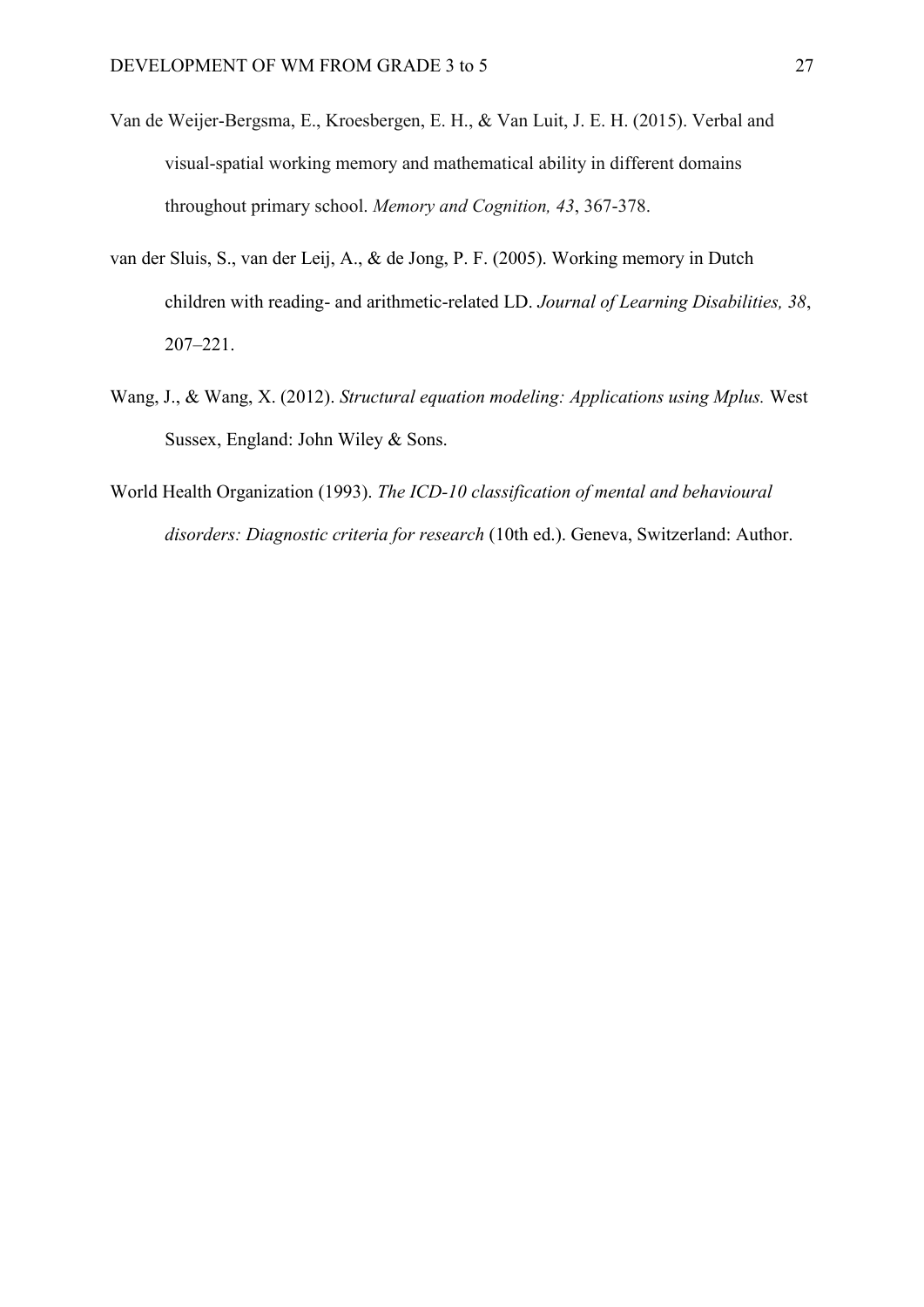Van de Weijer-Bergsma, E., Kroesbergen, E. H., & Van Luit, J. E. H. (2015). Verbal and visual-spatial working memory and mathematical ability in different domains throughout primary school. *Memory and Cognition, 43*, 367-378.

van der Sluis, S., van der Leij, A., & de Jong, P. F. (2005). Working memory in Dutch children with reading- and arithmetic-related LD. *Journal of Learning Disabilities, 38*, 207–221.

Wang, J., & Wang, X. (2012). *Structural equation modeling: Applications using Mplus.* West Sussex, England: John Wiley & Sons.

World Health Organization (1993). *The ICD-10 classification of mental and behavioural disorders: Diagnostic criteria for research* (10th ed.). Geneva, Switzerland: Author.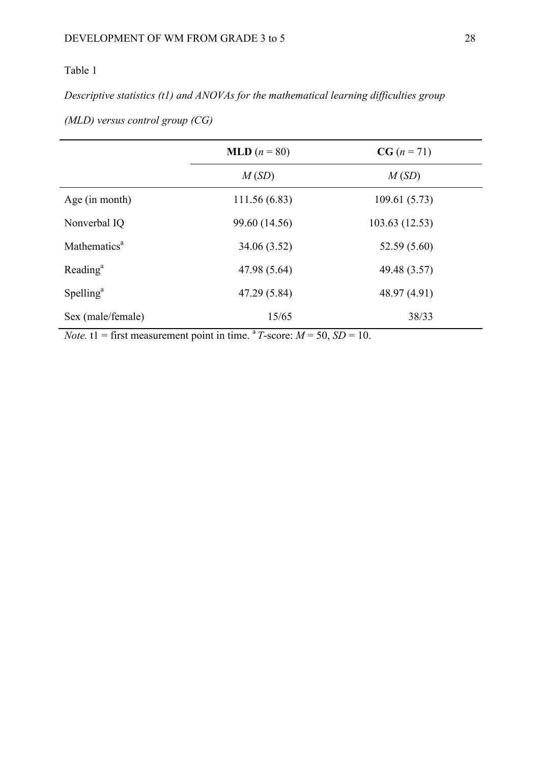Table 1

*Descriptive statistics (t1) and ANOVAs for the mathematical learning difficulties group (MLD) versus control group (CG)*

| | **MLD** (*n* = 80) | **CG** (*n* = 71) |
|---|---|---|
| | *M* (*SD*) | *M* (*SD*) |
| Age (in month) | 111.56 (6.83) | 109.61 (5.73) |
| Nonverbal IQ | 99.60 (14.56) | 103.63 (12.53) |
| Mathematics[a] | 34.06 (3.52) | 52.59 (5.60) |
| Reading[a] | 47.98 (5.64) | 49.48 (3.57) |
| Spelling[a] | 47.29 (5.84) | 48.97 (4.91) |
| Sex (male/female) | 15/65 | 38/33 |

*Note.* t1 = first measurement point in time. [a] *T*-score: *M* = 50, *SD* = 10.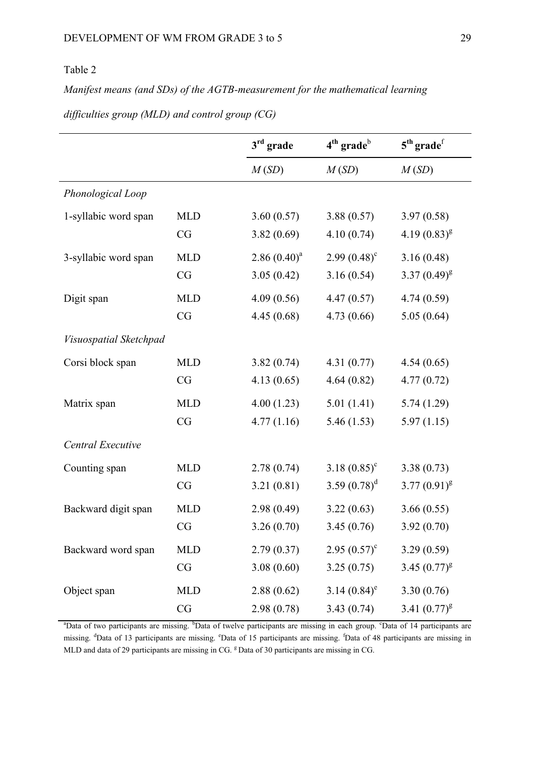Table 2

*Manifest means (and SDs) of the AGTB-measurement for the mathematical learning difficulties group (MLD) and control group (CG)*

| | | 3rd grade | 4th grade[b] | 5th grade[f] |
|---|---|---|---|---|
| | | *M* (*SD*) | *M* (*SD*) | *M* (*SD*) |
| *Phonological Loop* | | | | |
| 1-syllabic word span | MLD | 3.60 (0.57) | 3.88 (0.57) | 3.97 (0.58) |
| | CG | 3.82 (0.69) | 4.10 (0.74) | 4.19 (0.83)[g] |
| 3-syllabic word span | MLD | 2.86 (0.40)[a] | 2.99 (0.48)[c] | 3.16 (0.48) |
| | CG | 3.05 (0.42) | 3.16 (0.54) | 3.37 (0.49)[g] |
| Digit span | MLD | 4.09 (0.56) | 4.47 (0.57) | 4.74 (0.59) |
| | CG | 4.45 (0.68) | 4.73 (0.66) | 5.05 (0.64) |
| *Visuospatial Sketchpad* | | | | |
| Corsi block span | MLD | 3.82 (0.74) | 4.31 (0.77) | 4.54 (0.65) |
| | CG | 4.13 (0.65) | 4.64 (0.82) | 4.77 (0.72) |
| Matrix span | MLD | 4.00 (1.23) | 5.01 (1.41) | 5.74 (1.29) |
| | CG | 4.77 (1.16) | 5.46 (1.53) | 5.97 (1.15) |
| *Central Executive* | | | | |
| Counting span | MLD | 2.78 (0.74) | 3.18 (0.85)[c] | 3.38 (0.73) |
| | CG | 3.21 (0.81) | 3.59 (0.78)[d] | 3.77 (0.91)[g] |
| Backward digit span | MLD | 2.98 (0.49) | 3.22 (0.63) | 3.66 (0.55) |
| | CG | 3.26 (0.70) | 3.45 (0.76) | 3.92 (0.70) |
| Backward word span | MLD | 2.79 (0.37) | 2.95 (0.57)[c] | 3.29 (0.59) |
| | CG | 3.08 (0.60) | 3.25 (0.75) | 3.45 (0.77)[g] |
| Object span | MLD | 2.88 (0.62) | 3.14 (0.84)[e] | 3.30 (0.76) |
| | CG | 2.98 (0.78) | 3.43 (0.74) | 3.41 (0.77)[g] |

[a]Data of two participants are missing. [b]Data of twelve participants are missing in each group. [c]Data of 14 participants are missing. [d]Data of 13 participants are missing. [e]Data of 15 participants are missing. [f]Data of 48 participants are missing in MLD and data of 29 participants are missing in CG. [g] Data of 30 participants are missing in CG.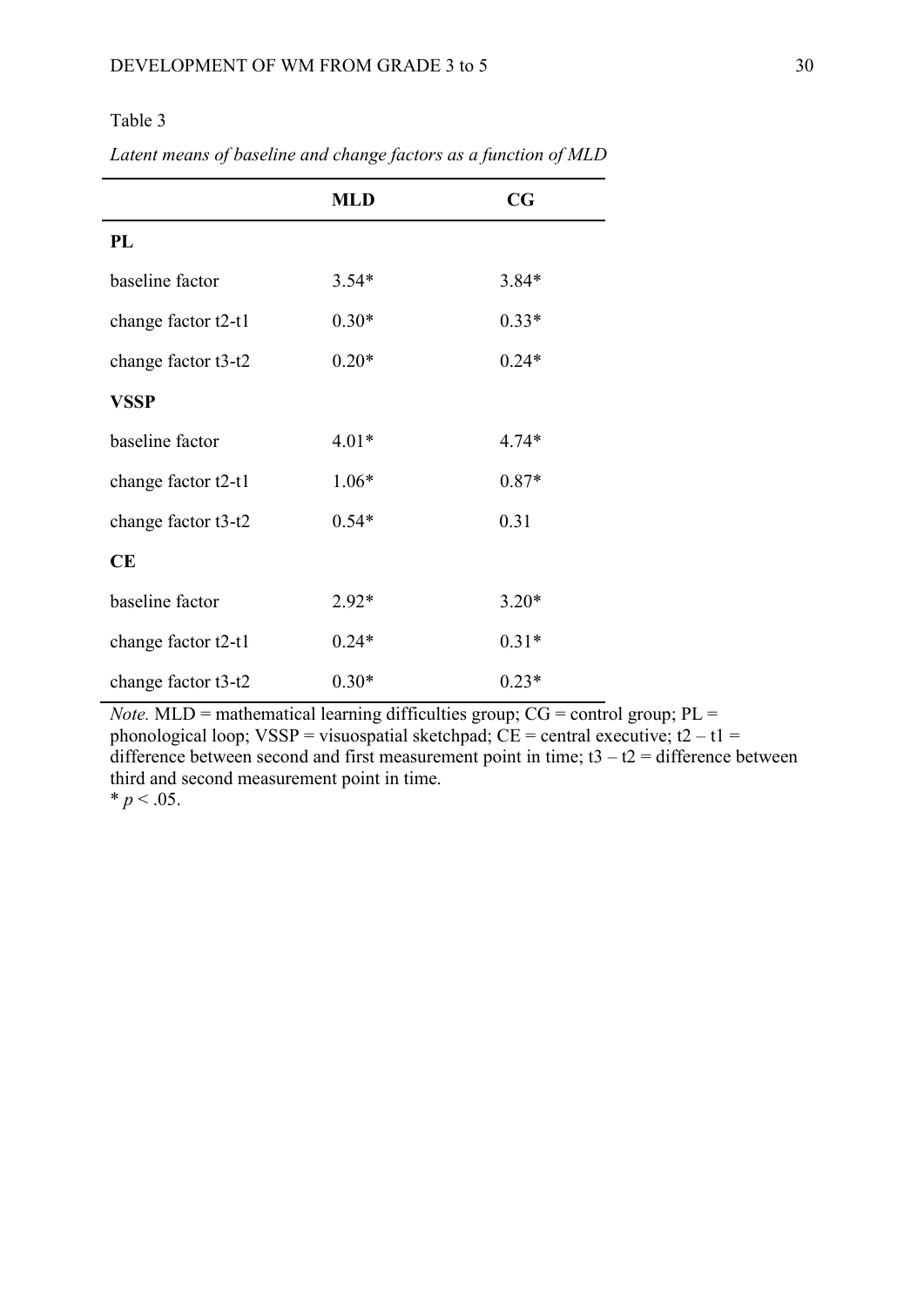Table 3

*Latent means of baseline and change factors as a function of MLD*

| | **MLD** | **CG** |
|---|---|---|
| **PL** | | |
| baseline factor | 3.54* | 3.84* |
| change factor t2-t1 | 0.30* | 0.33* |
| change factor t3-t2 | 0.20* | 0.24* |
| **VSSP** | | |
| baseline factor | 4.01* | 4.74* |
| change factor t2-t1 | 1.06* | 0.87* |
| change factor t3-t2 | 0.54* | 0.31 |
| **CE** | | |
| baseline factor | 2.92* | 3.20* |
| change factor t2-t1 | 0.24* | 0.31* |
| change factor t3-t2 | 0.30* | 0.23* |

*Note.* MLD = mathematical learning difficulties group; CG = control group; PL = phonological loop; VSSP = visuospatial sketchpad; CE = central executive; t2 – t1 = difference between second and first measurement point in time; t3 – t2 = difference between third and second measurement point in time.

* $p < .05$.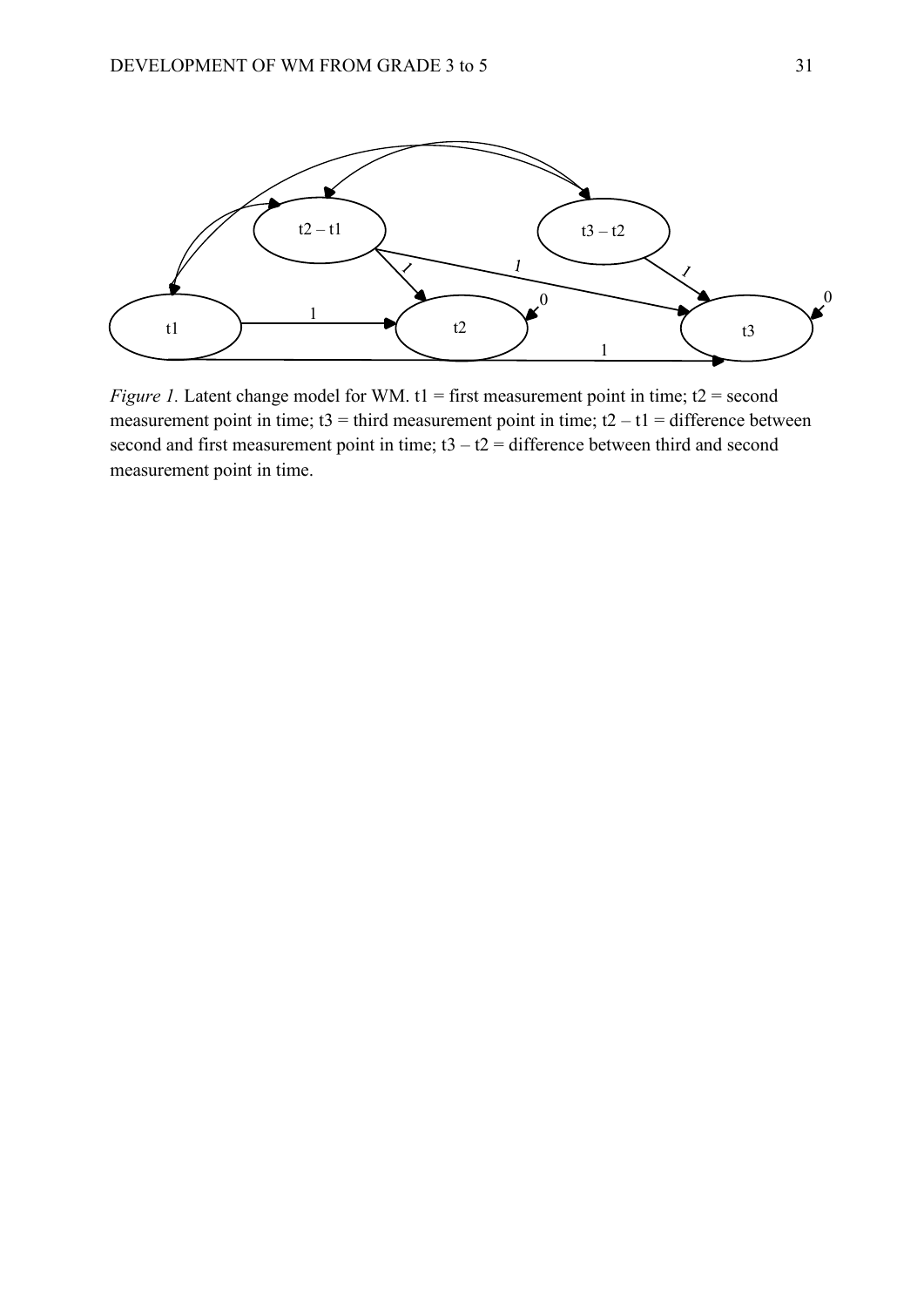*Figure 1.* Latent change model for WM. t1 = first measurement point in time; t2 = second measurement point in time; t3 = third measurement point in time; t2 – t1 = difference between second and first measurement point in time; t3 – t2 = difference between third and second measurement point in time.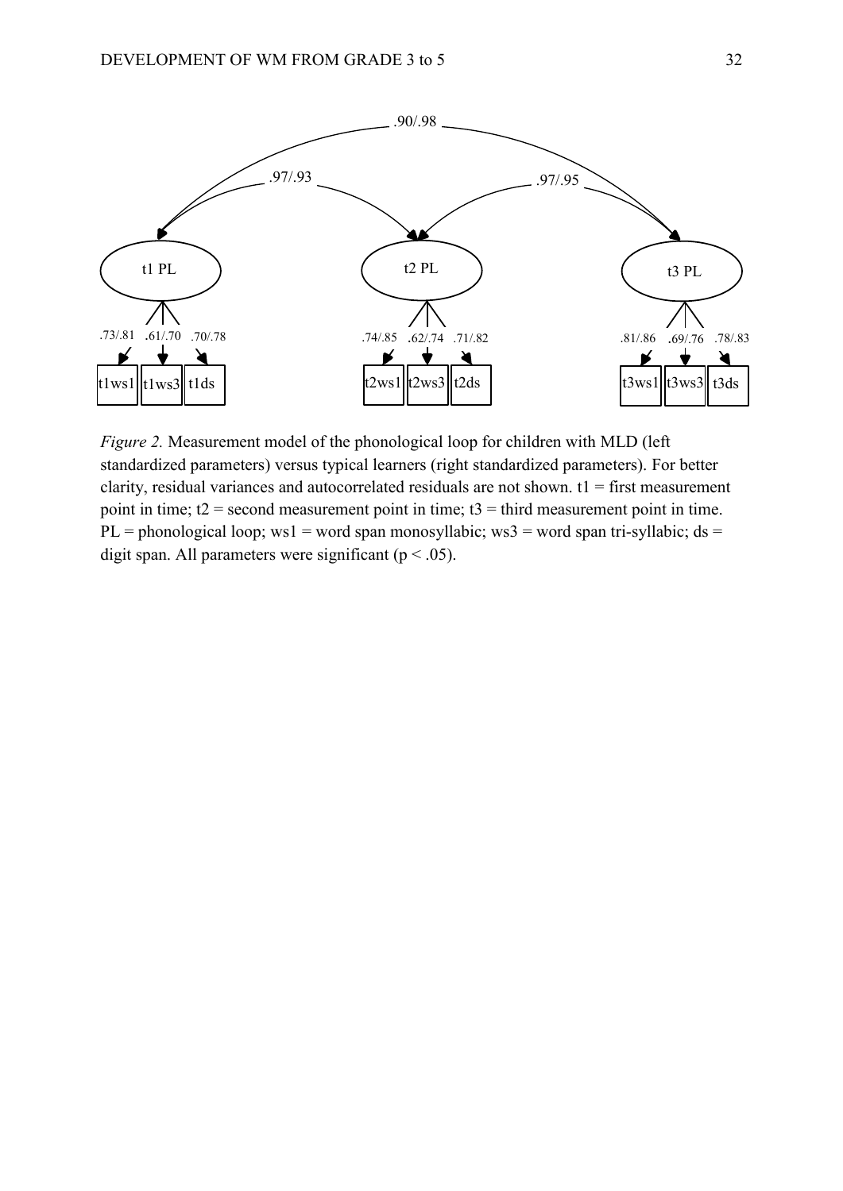*Figure 2.* Measurement model of the phonological loop for children with MLD (left standardized parameters) versus typical learners (right standardized parameters). For better clarity, residual variances and autocorrelated residuals are not shown. t1 = first measurement point in time; t2 = second measurement point in time; t3 = third measurement point in time. PL = phonological loop; ws1 = word span monosyllabic; ws3 = word span tri-syllabic; ds = digit span. All parameters were significant ($p < .05$).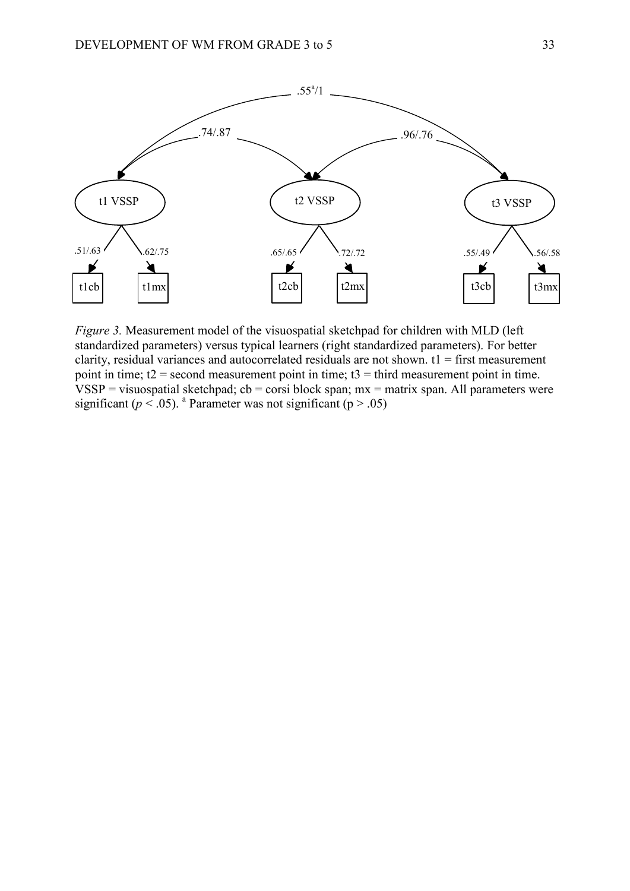*Figure 3.* Measurement model of the visuospatial sketchpad for children with MLD (left standardized parameters) versus typical learners (right standardized parameters). For better clarity, residual variances and autocorrelated residuals are not shown. t1 = first measurement point in time; t2 = second measurement point in time; t3 = third measurement point in time. VSSP = visuospatial sketchpad; cb = corsi block span; mx = matrix span. All parameters were significant ($p < .05$). [a] Parameter was not significant ($p > .05$)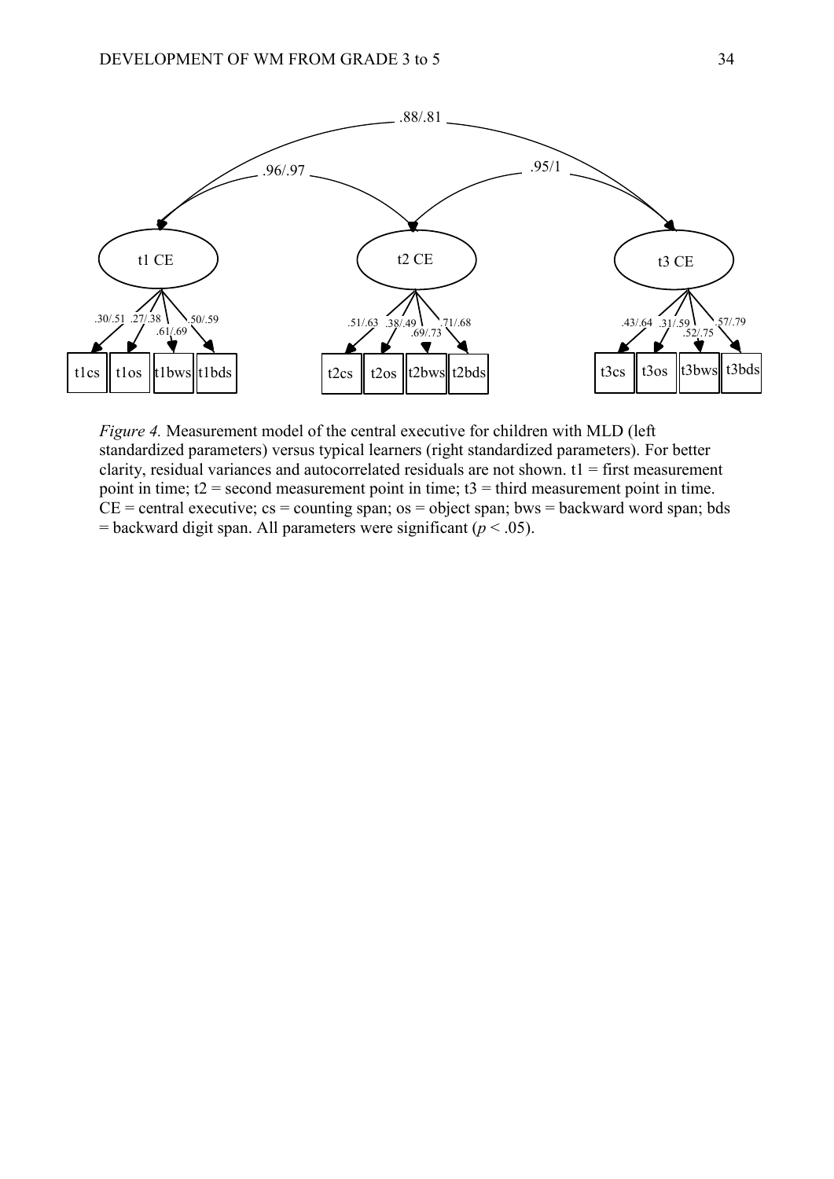.88/.81

.96/.97

.95/1

t1 CE

t2 CE

t3 CE

.30/.51 .27/.38 .61/.69 .50/.59

.51/.63 .38/.49 .69/.73 .71/.68

.43/.64 .31/.59 .52/.75 .57/.79

t1cs t1os t1bws t1bds

t2cs t2os t2bws t2bds

t3cs t3os t3bws t3bds

*Figure 4.* Measurement model of the central executive for children with MLD (left standardized parameters) versus typical learners (right standardized parameters). For better clarity, residual variances and autocorrelated residuals are not shown. t1 = first measurement point in time; t2 = second measurement point in time; t3 = third measurement point in time. CE = central executive; cs = counting span; os = object span; bws = backward word span; bds = backward digit span. All parameters were significant ($p < .05$).